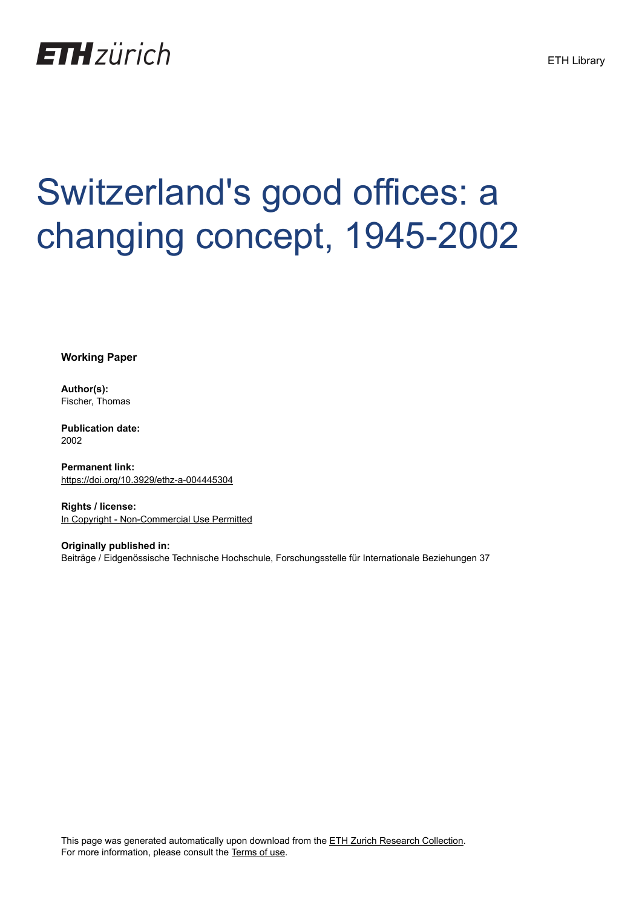ETH zürich

ETH Library

# Switzerland's good offices: a changing concept, 1945-2002

**Working Paper**

**Author(s):**
Fischer, Thomas

**Publication date:**
2002

**Permanent link:**
https://doi.org/10.3929/ethz-a-004445304

**Rights / license:**
In Copyright - Non-Commercial Use Permitted

**Originally published in:**
Beiträge / Eidgenössische Technische Hochschule, Forschungsstelle für Internationale Beziehungen 37

This page was generated automatically upon download from the ETH Zurich Research Collection.
For more information, please consult the Terms of use.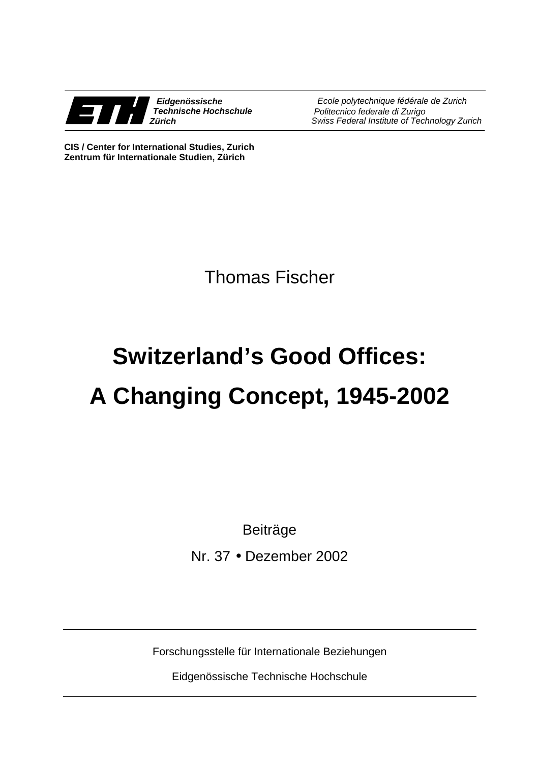Eidgenössische Technische Hochschule Zürich

*Ecole polytechnique fédérale de Zurich*
*Politecnico federale di Zurigo*
*Swiss Federal Institute of Technology Zurich*

**CIS / Center for International Studies, Zurich**
**Zentrum für Internationale Studien, Zürich**

Thomas Fischer

# Switzerland's Good Offices: A Changing Concept, 1945-2002

Beiträge

Nr. 37 • Dezember 2002

Forschungsstelle für Internationale Beziehungen

Eidgenössische Technische Hochschule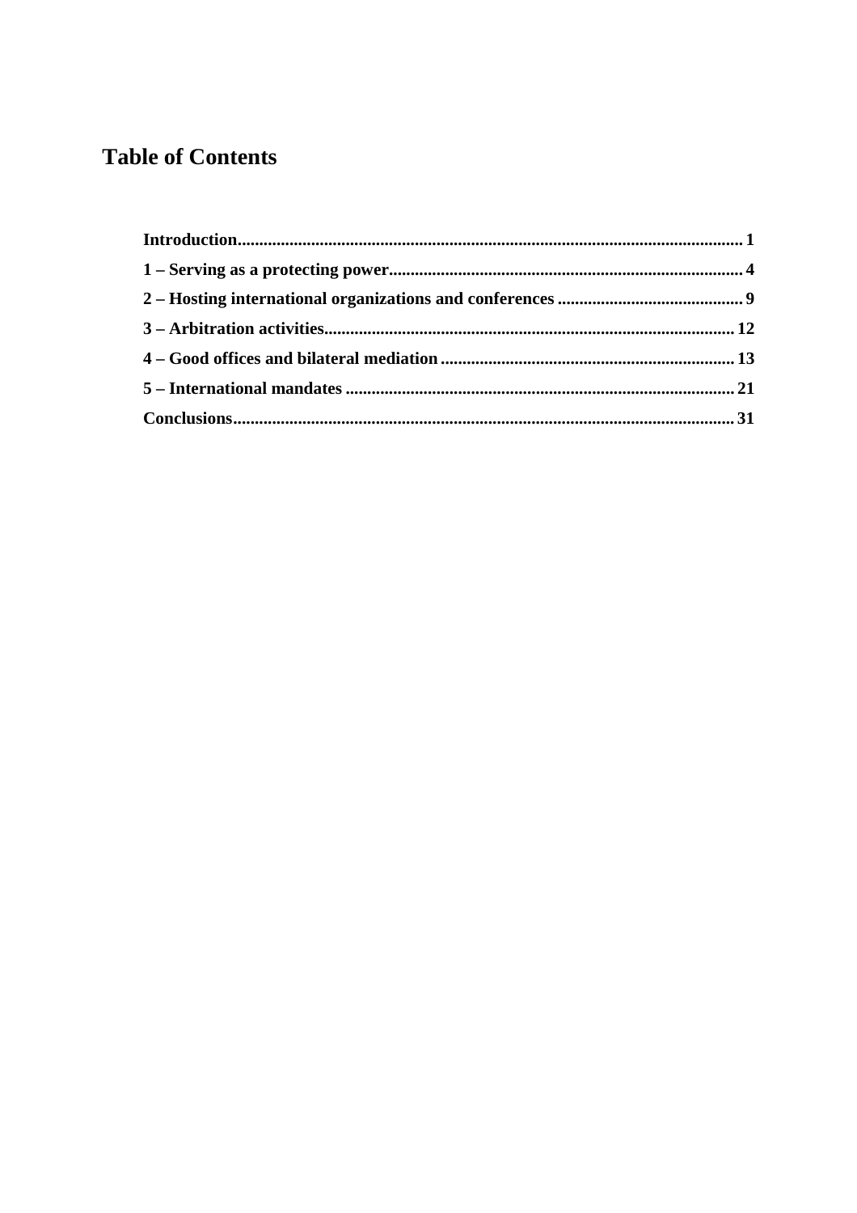# Table of Contents

**Introduction** ... 1

**1 – Serving as a protecting power** ... 4

**2 – Hosting international organizations and conferences** ... 9

**3 – Arbitration activities** ... 12

**4 – Good offices and bilateral mediation** ... 13

**5 – International mandates** ... 21

**Conclusions** ... 31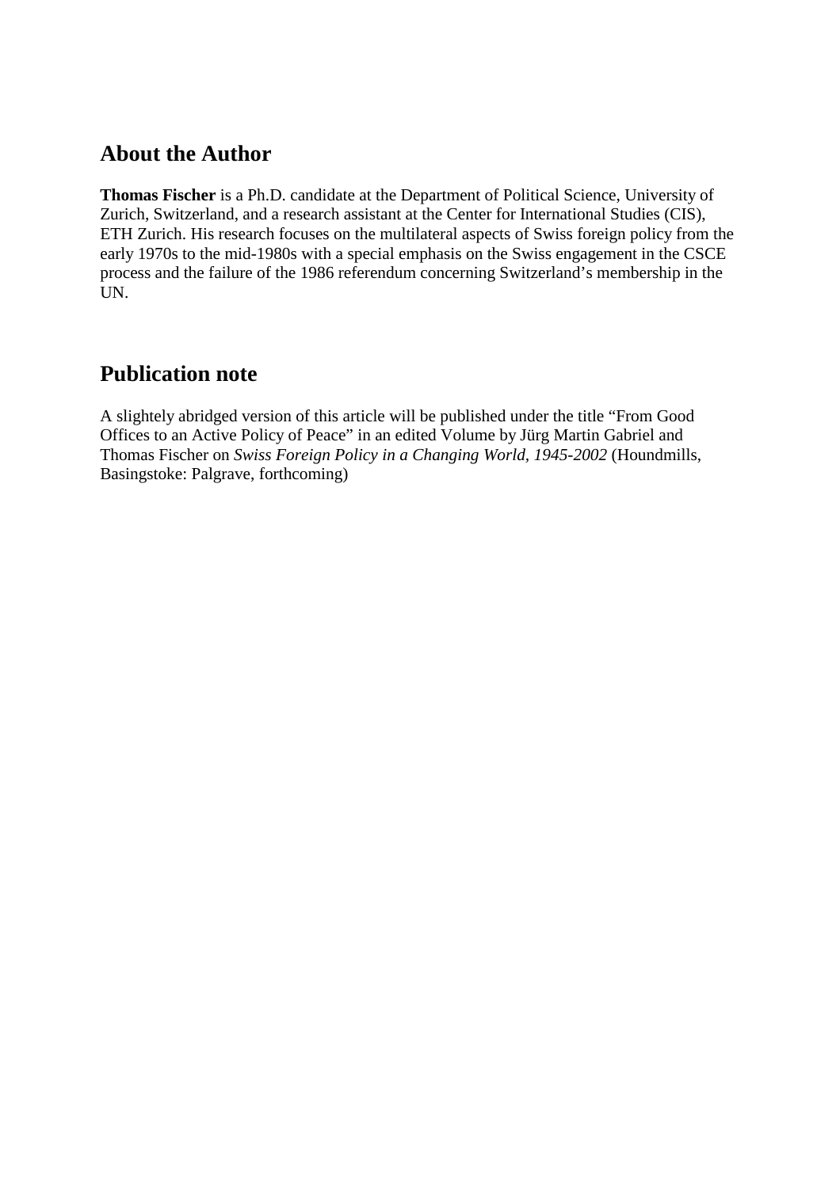## About the Author

**Thomas Fischer** is a Ph.D. candidate at the Department of Political Science, University of Zurich, Switzerland, and a research assistant at the Center for International Studies (CIS), ETH Zurich. His research focuses on the multilateral aspects of Swiss foreign policy from the early 1970s to the mid-1980s with a special emphasis on the Swiss engagement in the CSCE process and the failure of the 1986 referendum concerning Switzerland's membership in the UN.

## Publication note

A slightly abridged version of this article will be published under the title "From Good Offices to an Active Policy of Peace" in an edited Volume by Jürg Martin Gabriel and Thomas Fischer on *Swiss Foreign Policy in a Changing World, 1945-2002* (Houndmills, Basingstoke: Palgrave, forthcoming)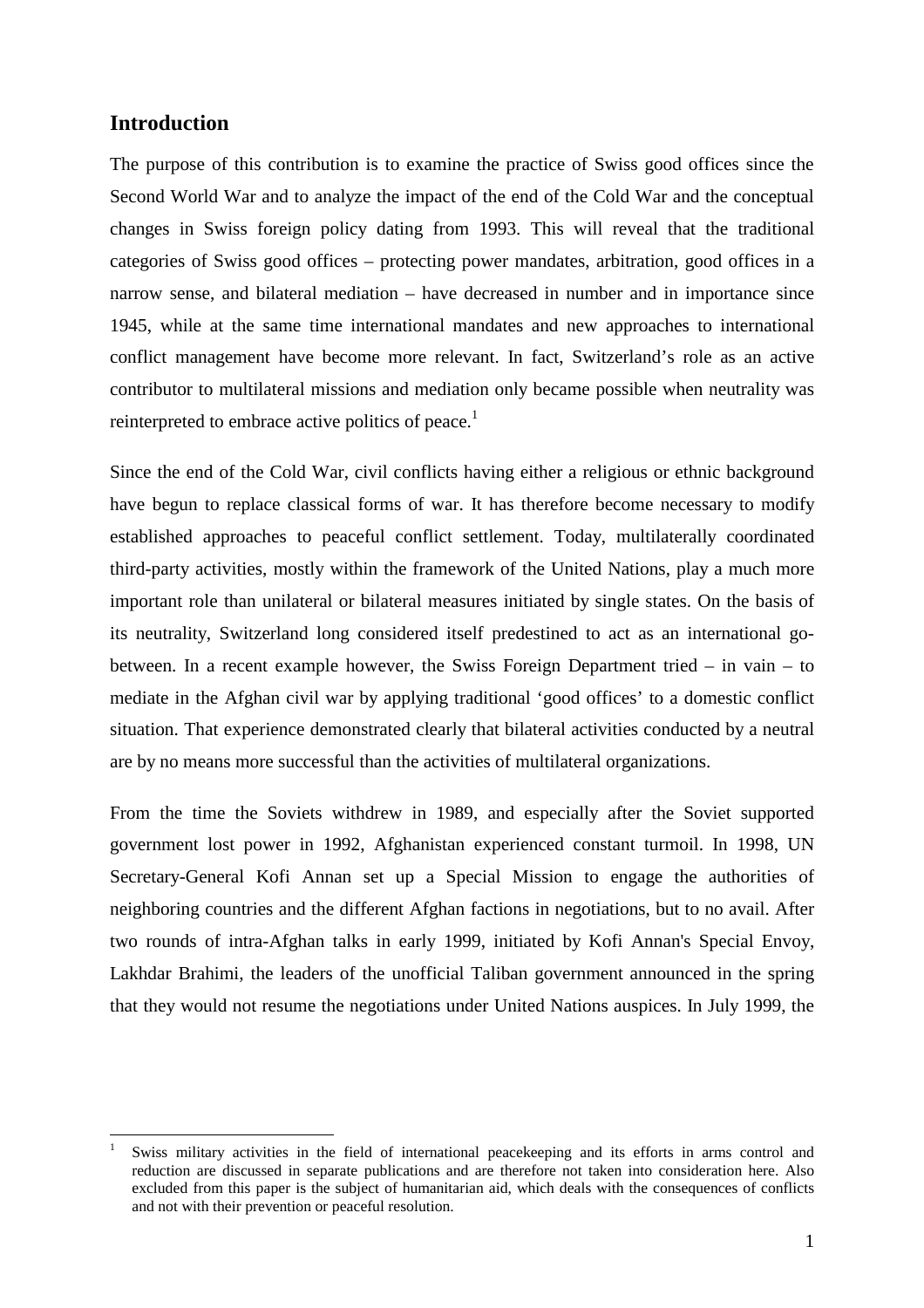## Introduction

The purpose of this contribution is to examine the practice of Swiss good offices since the Second World War and to analyze the impact of the end of the Cold War and the conceptual changes in Swiss foreign policy dating from 1993. This will reveal that the traditional categories of Swiss good offices – protecting power mandates, arbitration, good offices in a narrow sense, and bilateral mediation – have decreased in number and in importance since 1945, while at the same time international mandates and new approaches to international conflict management have become more relevant. In fact, Switzerland's role as an active contributor to multilateral missions and mediation only became possible when neutrality was reinterpreted to embrace active politics of peace.[1]

Since the end of the Cold War, civil conflicts having either a religious or ethnic background have begun to replace classical forms of war. It has therefore become necessary to modify established approaches to peaceful conflict settlement. Today, multilaterally coordinated third-party activities, mostly within the framework of the United Nations, play a much more important role than unilateral or bilateral measures initiated by single states. On the basis of its neutrality, Switzerland long considered itself predestined to act as an international go-between. In a recent example however, the Swiss Foreign Department tried – in vain – to mediate in the Afghan civil war by applying traditional 'good offices' to a domestic conflict situation. That experience demonstrated clearly that bilateral activities conducted by a neutral are by no means more successful than the activities of multilateral organizations.

From the time the Soviets withdrew in 1989, and especially after the Soviet supported government lost power in 1992, Afghanistan experienced constant turmoil. In 1998, UN Secretary-General Kofi Annan set up a Special Mission to engage the authorities of neighboring countries and the different Afghan factions in negotiations, but to no avail. After two rounds of intra-Afghan talks in early 1999, initiated by Kofi Annan's Special Envoy, Lakhdar Brahimi, the leaders of the unofficial Taliban government announced in the spring that they would not resume the negotiations under United Nations auspices. In July 1999, the

---

[1] Swiss military activities in the field of international peacekeeping and its efforts in arms control and reduction are discussed in separate publications and are therefore not taken into consideration here. Also excluded from this paper is the subject of humanitarian aid, which deals with the consequences of conflicts and not with their prevention or peaceful resolution.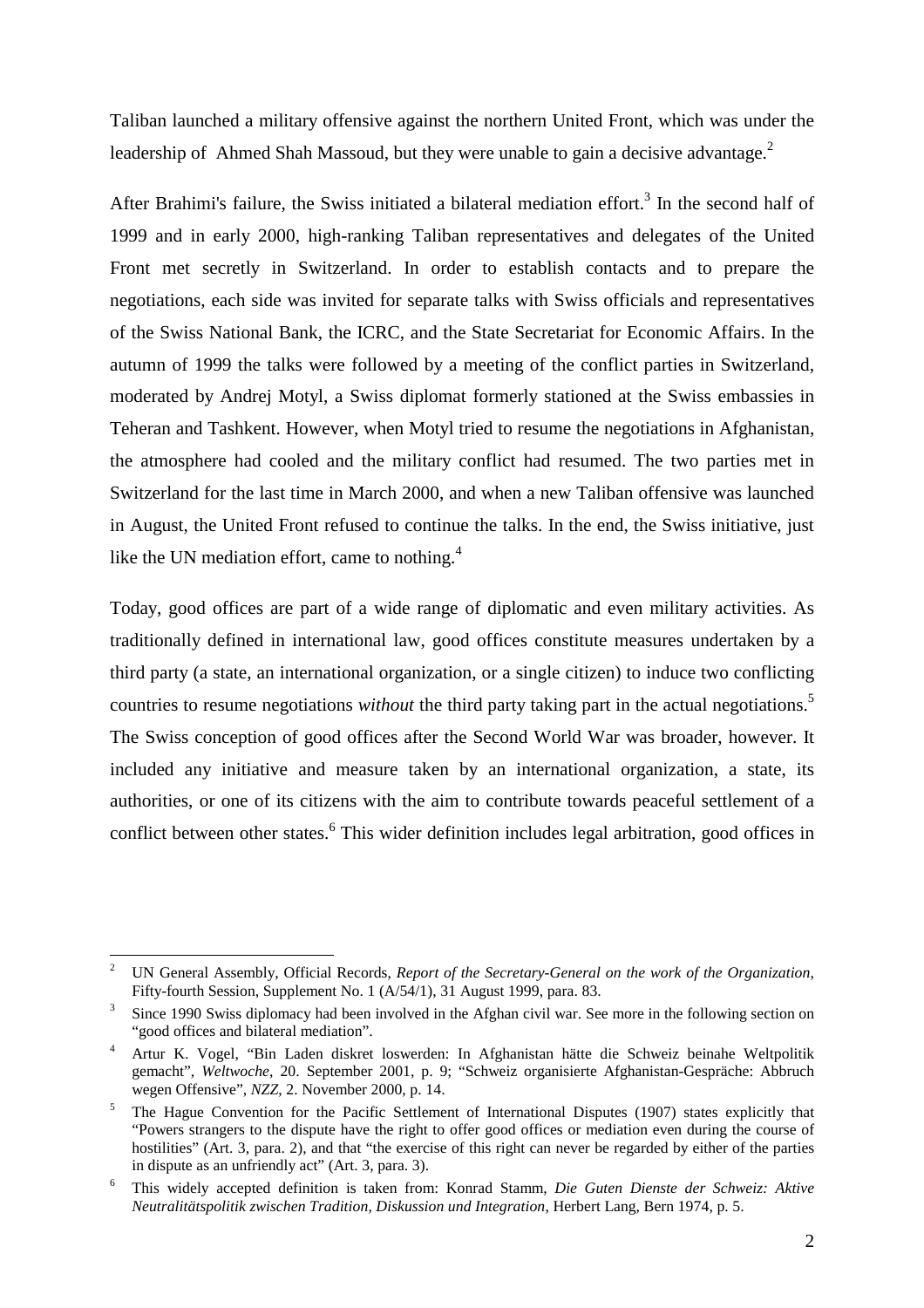Taliban launched a military offensive against the northern United Front, which was under the leadership of Ahmed Shah Massoud, but they were unable to gain a decisive advantage.[2]

After Brahimi's failure, the Swiss initiated a bilateral mediation effort.[3] In the second half of 1999 and in early 2000, high-ranking Taliban representatives and delegates of the United Front met secretly in Switzerland. In order to establish contacts and to prepare the negotiations, each side was invited for separate talks with Swiss officials and representatives of the Swiss National Bank, the ICRC, and the State Secretariat for Economic Affairs. In the autumn of 1999 the talks were followed by a meeting of the conflict parties in Switzerland, moderated by Andrej Motyl, a Swiss diplomat formerly stationed at the Swiss embassies in Teheran and Tashkent. However, when Motyl tried to resume the negotiations in Afghanistan, the atmosphere had cooled and the military conflict had resumed. The two parties met in Switzerland for the last time in March 2000, and when a new Taliban offensive was launched in August, the United Front refused to continue the talks. In the end, the Swiss initiative, just like the UN mediation effort, came to nothing.[4]

Today, good offices are part of a wide range of diplomatic and even military activities. As traditionally defined in international law, good offices constitute measures undertaken by a third party (a state, an international organization, or a single citizen) to induce two conflicting countries to resume negotiations *without* the third party taking part in the actual negotiations.[5] The Swiss conception of good offices after the Second World War was broader, however. It included any initiative and measure taken by an international organization, a state, its authorities, or one of its citizens with the aim to contribute towards peaceful settlement of a conflict between other states.[6] This wider definition includes legal arbitration, good offices in

---

[2] UN General Assembly, Official Records, *Report of the Secretary-General on the work of the Organization*, Fifty-fourth Session, Supplement No. 1 (A/54/1), 31 August 1999, para. 83.

[3] Since 1990 Swiss diplomacy had been involved in the Afghan civil war. See more in the following section on "good offices and bilateral mediation".

[4] Artur K. Vogel, "Bin Laden diskret loswerden: In Afghanistan hätte die Schweiz beinahe Weltpolitik gemacht", *Weltwoche*, 20. September 2001, p. 9; "Schweiz organisierte Afghanistan-Gespräche: Abbruch wegen Offensive", *NZZ*, 2. November 2000, p. 14.

[5] The Hague Convention for the Pacific Settlement of International Disputes (1907) states explicitly that "Powers strangers to the dispute have the right to offer good offices or mediation even during the course of hostilities" (Art. 3, para. 2), and that "the exercise of this right can never be regarded by either of the parties in dispute as an unfriendly act" (Art. 3, para. 3).

[6] This widely accepted definition is taken from: Konrad Stamm, *Die Guten Dienste der Schweiz: Aktive Neutralitätspolitik zwischen Tradition, Diskussion und Integration*, Herbert Lang, Bern 1974, p. 5.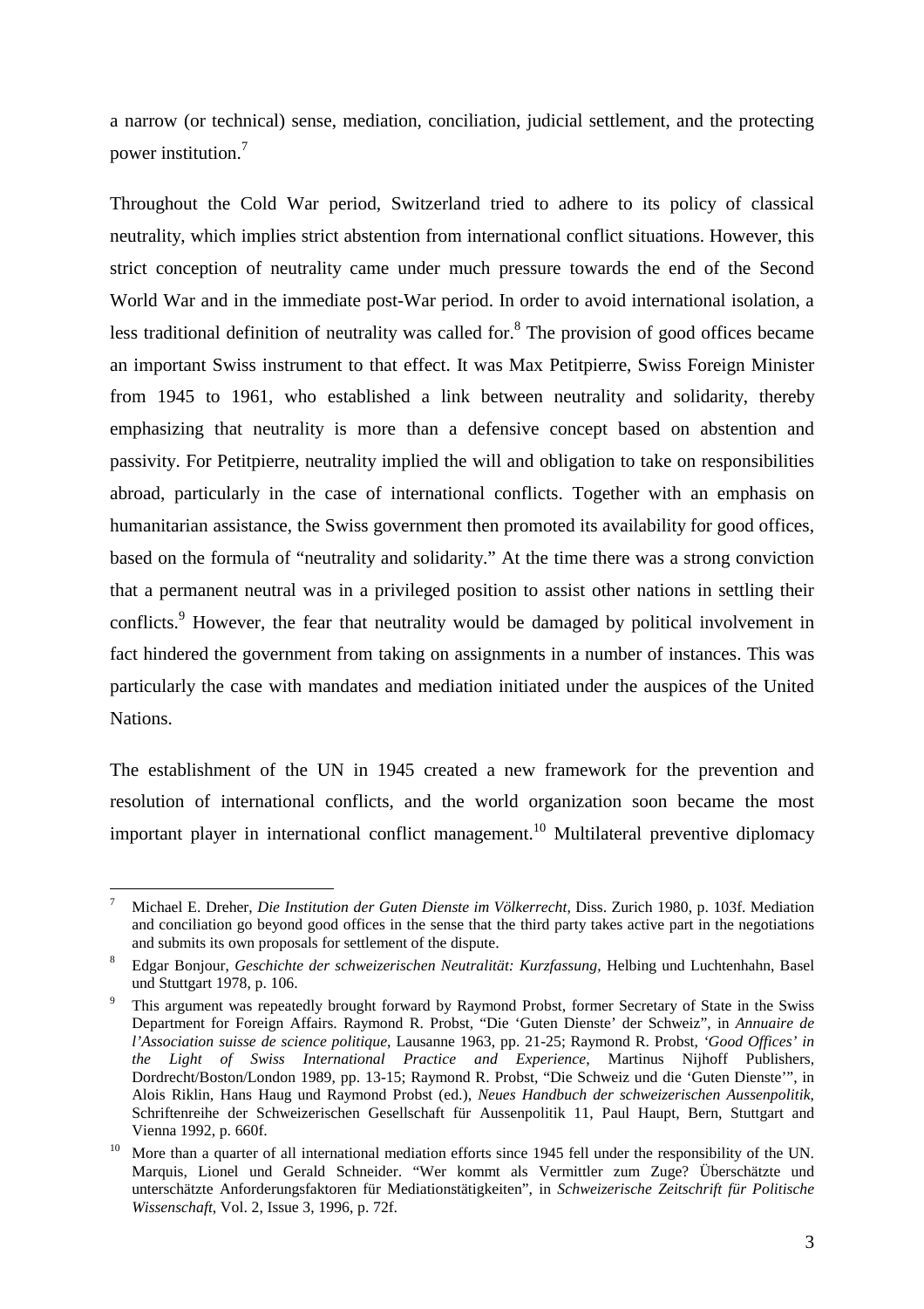a narrow (or technical) sense, mediation, conciliation, judicial settlement, and the protecting power institution.[7]

Throughout the Cold War period, Switzerland tried to adhere to its policy of classical neutrality, which implies strict abstention from international conflict situations. However, this strict conception of neutrality came under much pressure towards the end of the Second World War and in the immediate post-War period. In order to avoid international isolation, a less traditional definition of neutrality was called for.[8] The provision of good offices became an important Swiss instrument to that effect. It was Max Petitpierre, Swiss Foreign Minister from 1945 to 1961, who established a link between neutrality and solidarity, thereby emphasizing that neutrality is more than a defensive concept based on abstention and passivity. For Petitpierre, neutrality implied the will and obligation to take on responsibilities abroad, particularly in the case of international conflicts. Together with an emphasis on humanitarian assistance, the Swiss government then promoted its availability for good offices, based on the formula of "neutrality and solidarity." At the time there was a strong conviction that a permanent neutral was in a privileged position to assist other nations in settling their conflicts.[9] However, the fear that neutrality would be damaged by political involvement in fact hindered the government from taking on assignments in a number of instances. This was particularly the case with mandates and mediation initiated under the auspices of the United Nations.

The establishment of the UN in 1945 created a new framework for the prevention and resolution of international conflicts, and the world organization soon became the most important player in international conflict management.[10] Multilateral preventive diplomacy

---

[7] Michael E. Dreher, *Die Institution der Guten Dienste im Völkerrecht*, Diss. Zurich 1980, p. 103f. Mediation and conciliation go beyond good offices in the sense that the third party takes active part in the negotiations and submits its own proposals for settlement of the dispute.

[8] Edgar Bonjour, *Geschichte der schweizerischen Neutralität: Kurzfassung*, Helbing und Luchtenhahn, Basel und Stuttgart 1978, p. 106.

[9] This argument was repeatedly brought forward by Raymond Probst, former Secretary of State in the Swiss Department for Foreign Affairs. Raymond R. Probst, "Die 'Guten Dienste' der Schweiz", in *Annuaire de l'Association suisse de science politique*, Lausanne 1963, pp. 21-25; Raymond R. Probst, *'Good Offices' in the Light of Swiss International Practice and Experience*, Martinus Nijhoff Publishers, Dordrecht/Boston/London 1989, pp. 13-15; Raymond R. Probst, "Die Schweiz und die 'Guten Dienste'", in Alois Riklin, Hans Haug und Raymond Probst (ed.), *Neues Handbuch der schweizerischen Aussenpolitik*, Schriftenreihe der Schweizerischen Gesellschaft für Aussenpolitik 11, Paul Haupt, Bern, Stuttgart and Vienna 1992, p. 660f.

[10] More than a quarter of all international mediation efforts since 1945 fell under the responsibility of the UN. Marquis, Lionel und Gerald Schneider. "Wer kommt als Vermittler zum Zuge? Überschätzte und unterschätzte Anforderungsfaktoren für Mediationstätigkeiten", in *Schweizerische Zeitschrift für Politische Wissenschaft*, Vol. 2, Issue 3, 1996, p. 72f.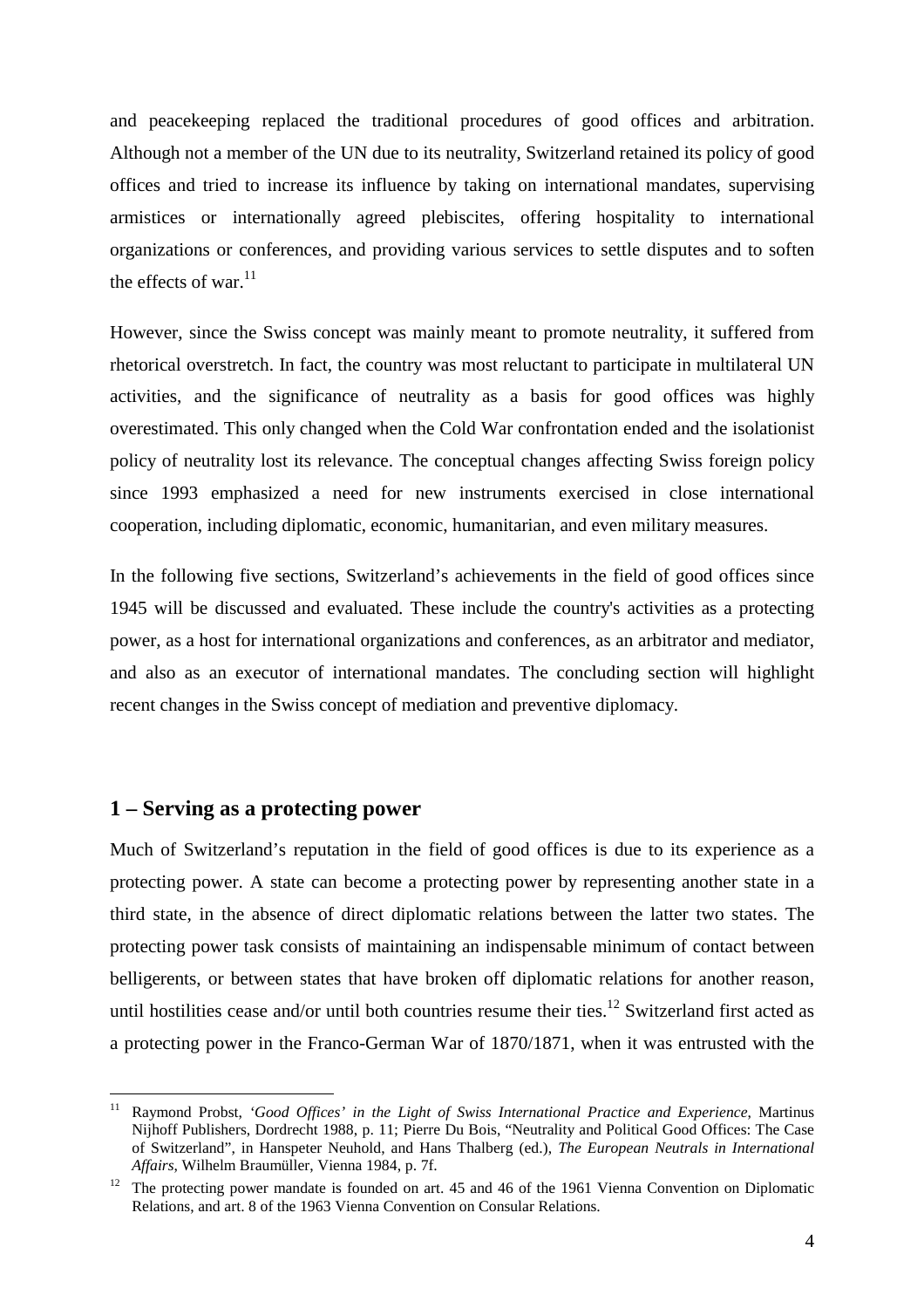and peacekeeping replaced the traditional procedures of good offices and arbitration. Although not a member of the UN due to its neutrality, Switzerland retained its policy of good offices and tried to increase its influence by taking on international mandates, supervising armistices or internationally agreed plebiscites, offering hospitality to international organizations or conferences, and providing various services to settle disputes and to soften the effects of war.[11]

However, since the Swiss concept was mainly meant to promote neutrality, it suffered from rhetorical overstretch. In fact, the country was most reluctant to participate in multilateral UN activities, and the significance of neutrality as a basis for good offices was highly overestimated. This only changed when the Cold War confrontation ended and the isolationist policy of neutrality lost its relevance. The conceptual changes affecting Swiss foreign policy since 1993 emphasized a need for new instruments exercised in close international cooperation, including diplomatic, economic, humanitarian, and even military measures.

In the following five sections, Switzerland's achievements in the field of good offices since 1945 will be discussed and evaluated. These include the country's activities as a protecting power, as a host for international organizations and conferences, as an arbitrator and mediator, and also as an executor of international mandates. The concluding section will highlight recent changes in the Swiss concept of mediation and preventive diplomacy.

## 1 – Serving as a protecting power

Much of Switzerland's reputation in the field of good offices is due to its experience as a protecting power. A state can become a protecting power by representing another state in a third state, in the absence of direct diplomatic relations between the latter two states. The protecting power task consists of maintaining an indispensable minimum of contact between belligerents, or between states that have broken off diplomatic relations for another reason, until hostilities cease and/or until both countries resume their ties.[12] Switzerland first acted as a protecting power in the Franco-German War of 1870/1871, when it was entrusted with the

---

[11] Raymond Probst, *'Good Offices' in the Light of Swiss International Practice and Experience*, Martinus Nijhoff Publishers, Dordrecht 1988, p. 11; Pierre Du Bois, "Neutrality and Political Good Offices: The Case of Switzerland", in Hanspeter Neuhold, and Hans Thalberg (ed.), *The European Neutrals in International Affairs*, Wilhelm Braumüller, Vienna 1984, p. 7f.

[12] The protecting power mandate is founded on art. 45 and 46 of the 1961 Vienna Convention on Diplomatic Relations, and art. 8 of the 1963 Vienna Convention on Consular Relations.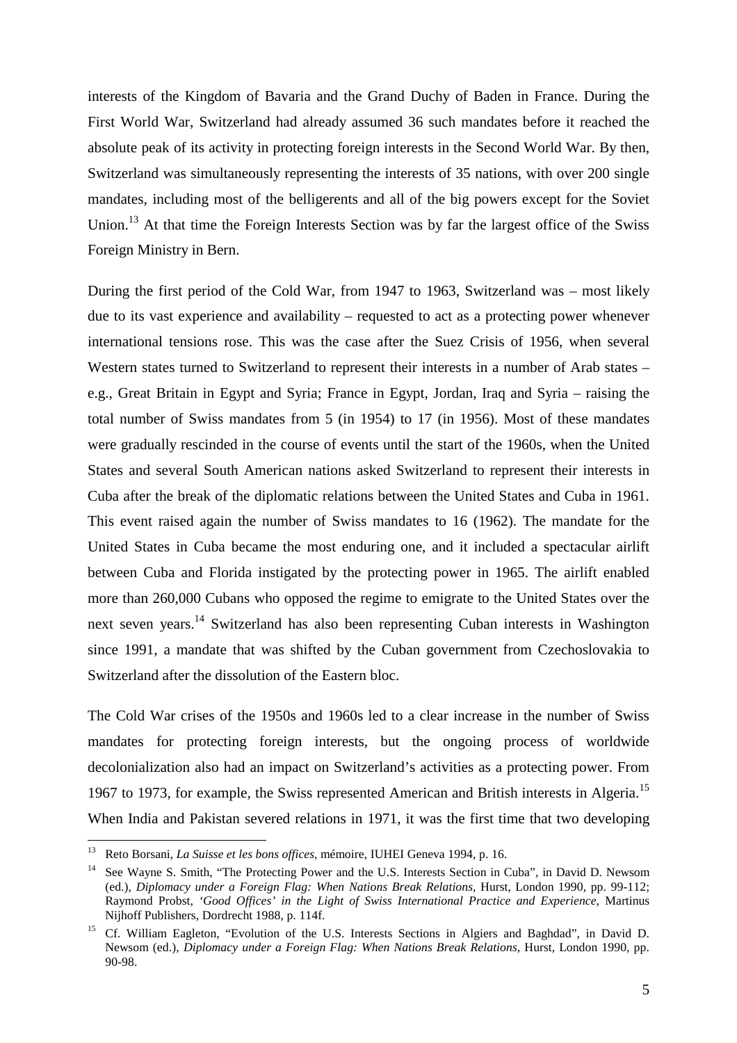interests of the Kingdom of Bavaria and the Grand Duchy of Baden in France. During the First World War, Switzerland had already assumed 36 such mandates before it reached the absolute peak of its activity in protecting foreign interests in the Second World War. By then, Switzerland was simultaneously representing the interests of 35 nations, with over 200 single mandates, including most of the belligerents and all of the big powers except for the Soviet Union.[13] At that time the Foreign Interests Section was by far the largest office of the Swiss Foreign Ministry in Bern.

During the first period of the Cold War, from 1947 to 1963, Switzerland was – most likely due to its vast experience and availability – requested to act as a protecting power whenever international tensions rose. This was the case after the Suez Crisis of 1956, when several Western states turned to Switzerland to represent their interests in a number of Arab states – e.g., Great Britain in Egypt and Syria; France in Egypt, Jordan, Iraq and Syria – raising the total number of Swiss mandates from 5 (in 1954) to 17 (in 1956). Most of these mandates were gradually rescinded in the course of events until the start of the 1960s, when the United States and several South American nations asked Switzerland to represent their interests in Cuba after the break of the diplomatic relations between the United States and Cuba in 1961. This event raised again the number of Swiss mandates to 16 (1962). The mandate for the United States in Cuba became the most enduring one, and it included a spectacular airlift between Cuba and Florida instigated by the protecting power in 1965. The airlift enabled more than 260,000 Cubans who opposed the regime to emigrate to the United States over the next seven years.[14] Switzerland has also been representing Cuban interests in Washington since 1991, a mandate that was shifted by the Cuban government from Czechoslovakia to Switzerland after the dissolution of the Eastern bloc.

The Cold War crises of the 1950s and 1960s led to a clear increase in the number of Swiss mandates for protecting foreign interests, but the ongoing process of worldwide decolonialization also had an impact on Switzerland's activities as a protecting power. From 1967 to 1973, for example, the Swiss represented American and British interests in Algeria.[15] When India and Pakistan severed relations in 1971, it was the first time that two developing

---

[13] Reto Borsani, *La Suisse et les bons offices*, mémoire, IUHEI Geneva 1994, p. 16.

[14] See Wayne S. Smith, "The Protecting Power and the U.S. Interests Section in Cuba", in David D. Newsom (ed.), *Diplomacy under a Foreign Flag: When Nations Break Relations*, Hurst, London 1990, pp. 99-112; Raymond Probst, *'Good Offices' in the Light of Swiss International Practice and Experience*, Martinus Nijhoff Publishers, Dordrecht 1988, p. 114f.

[15] Cf. William Eagleton, "Evolution of the U.S. Interests Sections in Algiers and Baghdad", in David D. Newsom (ed.), *Diplomacy under a Foreign Flag: When Nations Break Relations*, Hurst, London 1990, pp. 90-98.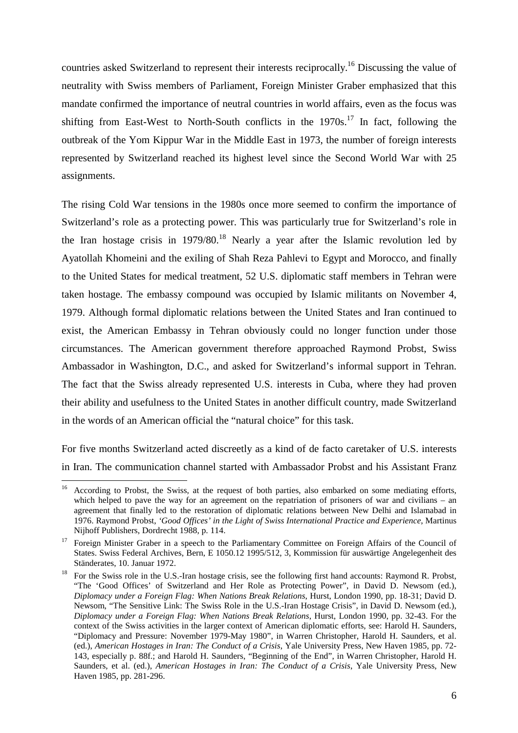countries asked Switzerland to represent their interests reciprocally.[16] Discussing the value of neutrality with Swiss members of Parliament, Foreign Minister Graber emphasized that this mandate confirmed the importance of neutral countries in world affairs, even as the focus was shifting from East-West to North-South conflicts in the 1970s.[17] In fact, following the outbreak of the Yom Kippur War in the Middle East in 1973, the number of foreign interests represented by Switzerland reached its highest level since the Second World War with 25 assignments.

The rising Cold War tensions in the 1980s once more seemed to confirm the importance of Switzerland's role as a protecting power. This was particularly true for Switzerland's role in the Iran hostage crisis in 1979/80.[18] Nearly a year after the Islamic revolution led by Ayatollah Khomeini and the exiling of Shah Reza Pahlevi to Egypt and Morocco, and finally to the United States for medical treatment, 52 U.S. diplomatic staff members in Tehran were taken hostage. The embassy compound was occupied by Islamic militants on November 4, 1979. Although formal diplomatic relations between the United States and Iran continued to exist, the American Embassy in Tehran obviously could no longer function under those circumstances. The American government therefore approached Raymond Probst, Swiss Ambassador in Washington, D.C., and asked for Switzerland's informal support in Tehran. The fact that the Swiss already represented U.S. interests in Cuba, where they had proven their ability and usefulness to the United States in another difficult country, made Switzerland in the words of an American official the "natural choice" for this task.

For five months Switzerland acted discreetly as a kind of de facto caretaker of U.S. interests in Iran. The communication channel started with Ambassador Probst and his Assistant Franz

---

[16] According to Probst, the Swiss, at the request of both parties, also embarked on some mediating efforts, which helped to pave the way for an agreement on the repatriation of prisoners of war and civilians – an agreement that finally led to the restoration of diplomatic relations between New Delhi and Islamabad in 1976. Raymond Probst, *'Good Offices' in the Light of Swiss International Practice and Experience*, Martinus Nijhoff Publishers, Dordrecht 1988, p. 114.

[17] Foreign Minister Graber in a speech to the Parliamentary Committee on Foreign Affairs of the Council of States. Swiss Federal Archives, Bern, E 1050.12 1995/512, 3, Kommission für auswärtige Angelegenheit des Ständerates, 10. Januar 1972.

[18] For the Swiss role in the U.S.-Iran hostage crisis, see the following first hand accounts: Raymond R. Probst, "The 'Good Offices' of Switzerland and Her Role as Protecting Power", in David D. Newsom (ed.), *Diplomacy under a Foreign Flag: When Nations Break Relations*, Hurst, London 1990, pp. 18-31; David D. Newsom, "The Sensitive Link: The Swiss Role in the U.S.-Iran Hostage Crisis", in David D. Newsom (ed.), *Diplomacy under a Foreign Flag: When Nations Break Relations*, Hurst, London 1990, pp. 32-43. For the context of the Swiss activities in the larger context of American diplomatic efforts, see: Harold H. Saunders, "Diplomacy and Pressure: November 1979-May 1980", in Warren Christopher, Harold H. Saunders, et al. (ed.), *American Hostages in Iran: The Conduct of a Crisis*, Yale University Press, New Haven 1985, pp. 72-143, especially p. 88f.; and Harold H. Saunders, "Beginning of the End", in Warren Christopher, Harold H. Saunders, et al. (ed.), *American Hostages in Iran: The Conduct of a Crisis*, Yale University Press, New Haven 1985, pp. 281-296.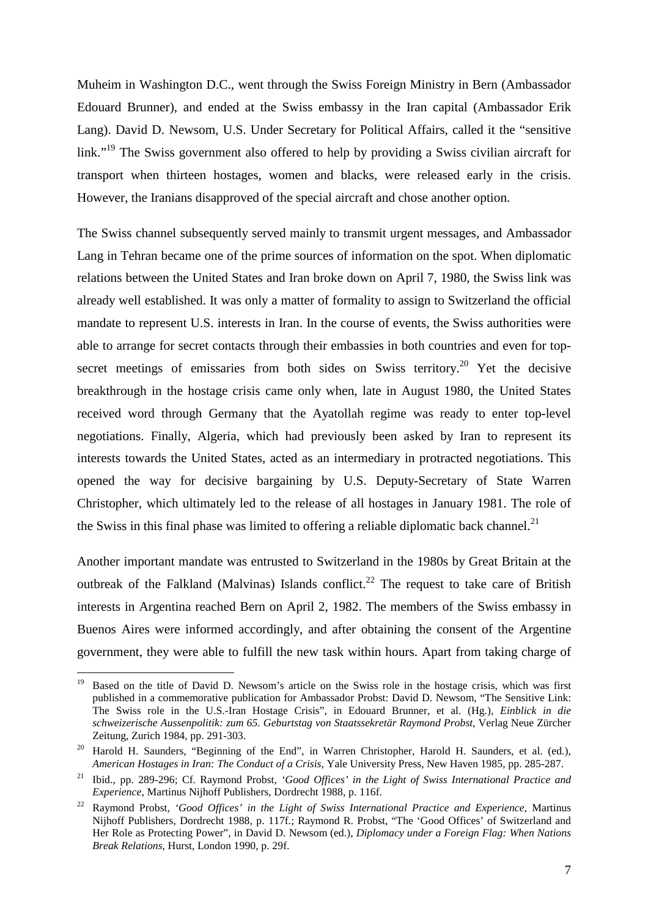Muheim in Washington D.C., went through the Swiss Foreign Ministry in Bern (Ambassador Edouard Brunner), and ended at the Swiss embassy in the Iran capital (Ambassador Erik Lang). David D. Newsom, U.S. Under Secretary for Political Affairs, called it the "sensitive link."[19] The Swiss government also offered to help by providing a Swiss civilian aircraft for transport when thirteen hostages, women and blacks, were released early in the crisis. However, the Iranians disapproved of the special aircraft and chose another option.

The Swiss channel subsequently served mainly to transmit urgent messages, and Ambassador Lang in Tehran became one of the prime sources of information on the spot. When diplomatic relations between the United States and Iran broke down on April 7, 1980, the Swiss link was already well established. It was only a matter of formality to assign to Switzerland the official mandate to represent U.S. interests in Iran. In the course of events, the Swiss authorities were able to arrange for secret contacts through their embassies in both countries and even for top-secret meetings of emissaries from both sides on Swiss territory.[20] Yet the decisive breakthrough in the hostage crisis came only when, late in August 1980, the United States received word through Germany that the Ayatollah regime was ready to enter top-level negotiations. Finally, Algeria, which had previously been asked by Iran to represent its interests towards the United States, acted as an intermediary in protracted negotiations. This opened the way for decisive bargaining by U.S. Deputy-Secretary of State Warren Christopher, which ultimately led to the release of all hostages in January 1981. The role of the Swiss in this final phase was limited to offering a reliable diplomatic back channel.[21]

Another important mandate was entrusted to Switzerland in the 1980s by Great Britain at the outbreak of the Falkland (Malvinas) Islands conflict.[22] The request to take care of British interests in Argentina reached Bern on April 2, 1982. The members of the Swiss embassy in Buenos Aires were informed accordingly, and after obtaining the consent of the Argentine government, they were able to fulfill the new task within hours. Apart from taking charge of

---

[19] Based on the title of David D. Newsom's article on the Swiss role in the hostage crisis, which was first published in a commemorative publication for Ambassador Probst: David D. Newsom, "The Sensitive Link: The Swiss role in the U.S.-Iran Hostage Crisis", in Edouard Brunner, et al. (Hg.), *Einblick in die schweizerische Aussenpolitik: zum 65. Geburtstag von Staatssekretär Raymond Probst*, Verlag Neue Zürcher Zeitung, Zurich 1984, pp. 291-303.

[20] Harold H. Saunders, "Beginning of the End", in Warren Christopher, Harold H. Saunders, et al. (ed.), *American Hostages in Iran: The Conduct of a Crisis*, Yale University Press, New Haven 1985, pp. 285-287.

[21] Ibid., pp. 289-296; Cf. Raymond Probst, *'Good Offices' in the Light of Swiss International Practice and Experience*, Martinus Nijhoff Publishers, Dordrecht 1988, p. 116f.

[22] Raymond Probst, *'Good Offices' in the Light of Swiss International Practice and Experience*, Martinus Nijhoff Publishers, Dordrecht 1988, p. 117f.; Raymond R. Probst, "The 'Good Offices' of Switzerland and Her Role as Protecting Power", in David D. Newsom (ed.), *Diplomacy under a Foreign Flag: When Nations Break Relations*, Hurst, London 1990, p. 29f.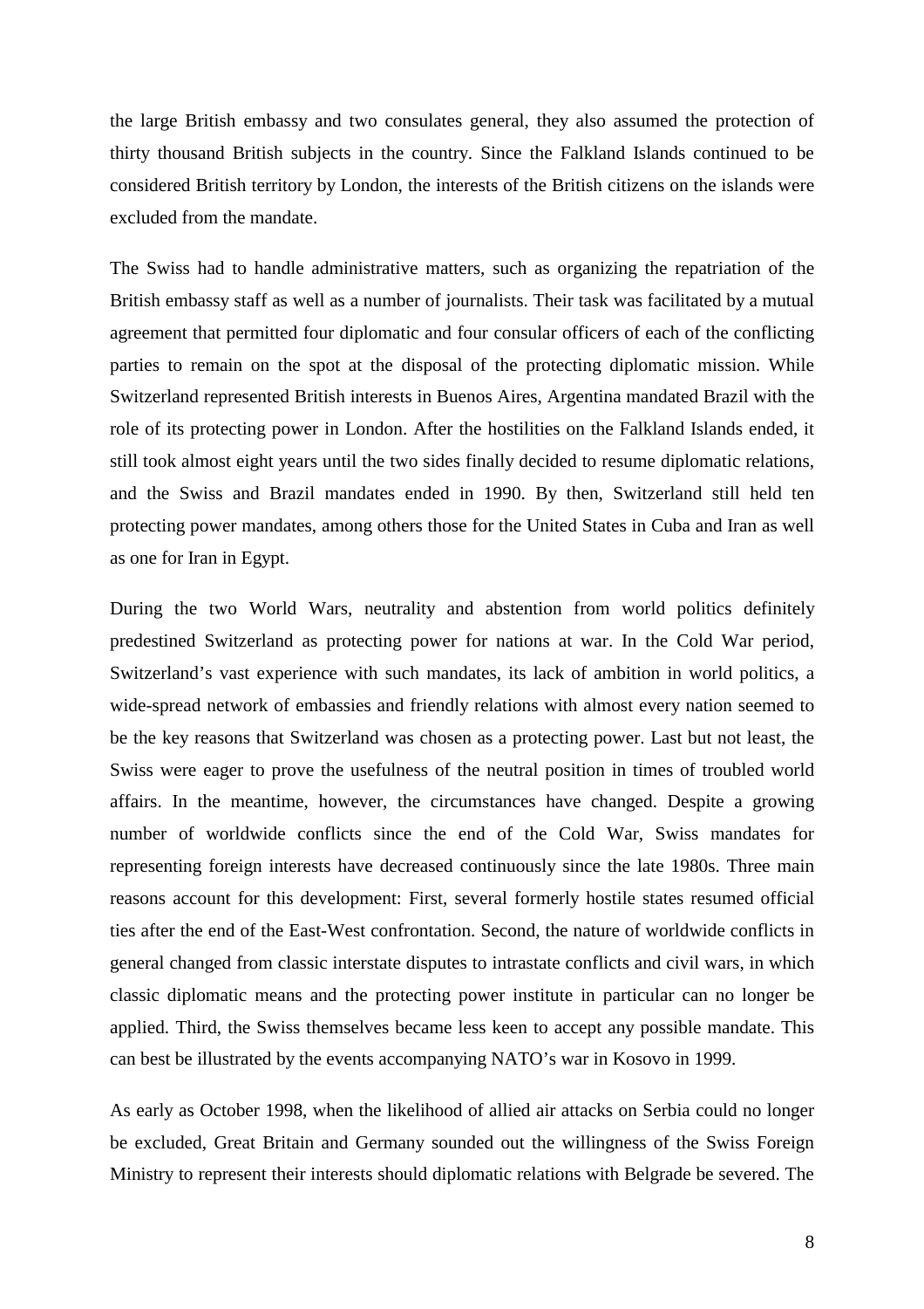the large British embassy and two consulates general, they also assumed the protection of thirty thousand British subjects in the country. Since the Falkland Islands continued to be considered British territory by London, the interests of the British citizens on the islands were excluded from the mandate.

The Swiss had to handle administrative matters, such as organizing the repatriation of the British embassy staff as well as a number of journalists. Their task was facilitated by a mutual agreement that permitted four diplomatic and four consular officers of each of the conflicting parties to remain on the spot at the disposal of the protecting diplomatic mission. While Switzerland represented British interests in Buenos Aires, Argentina mandated Brazil with the role of its protecting power in London. After the hostilities on the Falkland Islands ended, it still took almost eight years until the two sides finally decided to resume diplomatic relations, and the Swiss and Brazil mandates ended in 1990. By then, Switzerland still held ten protecting power mandates, among others those for the United States in Cuba and Iran as well as one for Iran in Egypt.

During the two World Wars, neutrality and abstention from world politics definitely predestined Switzerland as protecting power for nations at war. In the Cold War period, Switzerland's vast experience with such mandates, its lack of ambition in world politics, a wide-spread network of embassies and friendly relations with almost every nation seemed to be the key reasons that Switzerland was chosen as a protecting power. Last but not least, the Swiss were eager to prove the usefulness of the neutral position in times of troubled world affairs. In the meantime, however, the circumstances have changed. Despite a growing number of worldwide conflicts since the end of the Cold War, Swiss mandates for representing foreign interests have decreased continuously since the late 1980s. Three main reasons account for this development: First, several formerly hostile states resumed official ties after the end of the East-West confrontation. Second, the nature of worldwide conflicts in general changed from classic interstate disputes to intrastate conflicts and civil wars, in which classic diplomatic means and the protecting power institute in particular can no longer be applied. Third, the Swiss themselves became less keen to accept any possible mandate. This can best be illustrated by the events accompanying NATO's war in Kosovo in 1999.

As early as October 1998, when the likelihood of allied air attacks on Serbia could no longer be excluded, Great Britain and Germany sounded out the willingness of the Swiss Foreign Ministry to represent their interests should diplomatic relations with Belgrade be severed. The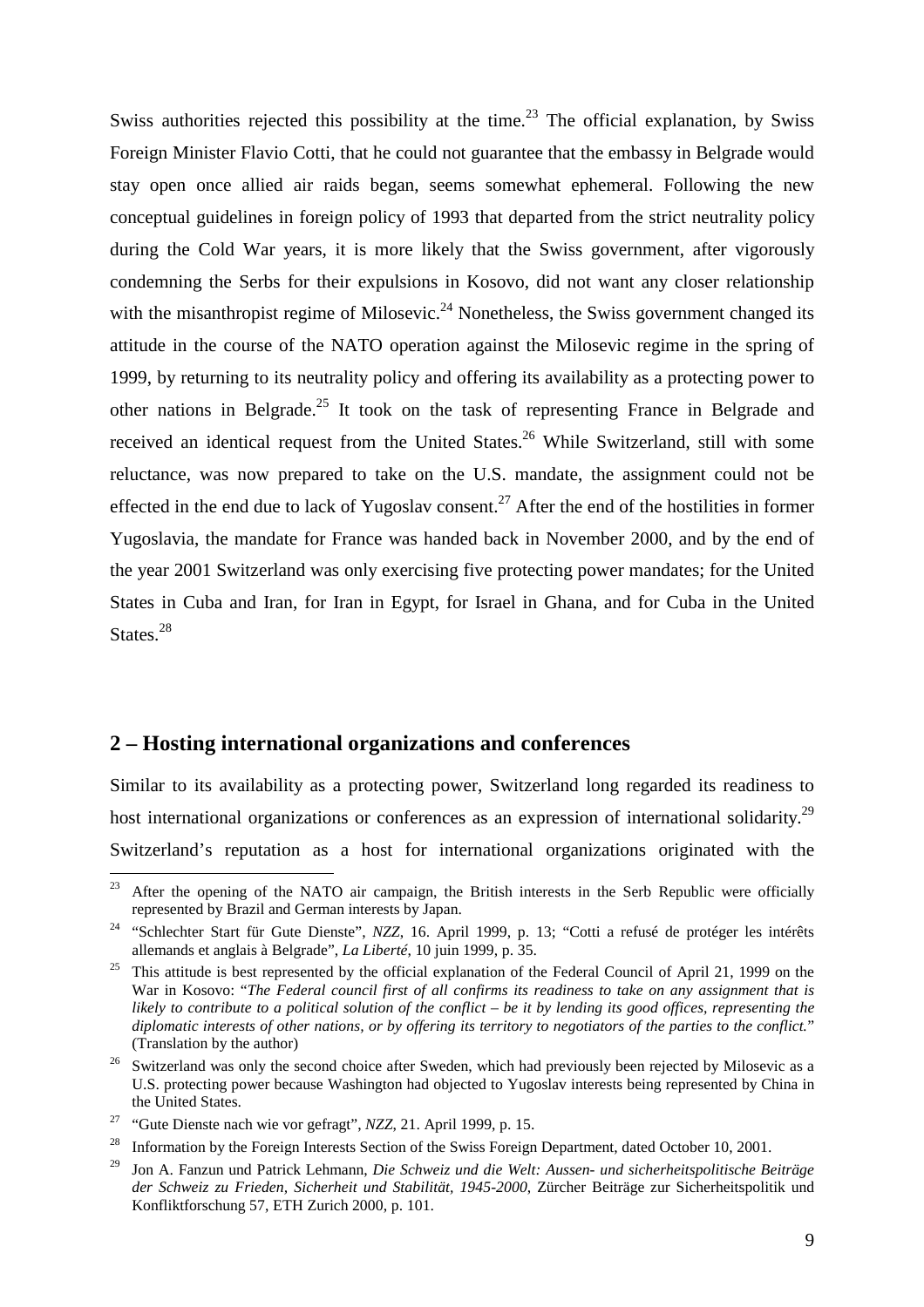Swiss authorities rejected this possibility at the time.[23] The official explanation, by Swiss Foreign Minister Flavio Cotti, that he could not guarantee that the embassy in Belgrade would stay open once allied air raids began, seems somewhat ephemeral. Following the new conceptual guidelines in foreign policy of 1993 that departed from the strict neutrality policy during the Cold War years, it is more likely that the Swiss government, after vigorously condemning the Serbs for their expulsions in Kosovo, did not want any closer relationship with the misanthropist regime of Milosevic.[24] Nonetheless, the Swiss government changed its attitude in the course of the NATO operation against the Milosevic regime in the spring of 1999, by returning to its neutrality policy and offering its availability as a protecting power to other nations in Belgrade.[25] It took on the task of representing France in Belgrade and received an identical request from the United States.[26] While Switzerland, still with some reluctance, was now prepared to take on the U.S. mandate, the assignment could not be effected in the end due to lack of Yugoslav consent.[27] After the end of the hostilities in former Yugoslavia, the mandate for France was handed back in November 2000, and by the end of the year 2001 Switzerland was only exercising five protecting power mandates; for the United States in Cuba and Iran, for Iran in Egypt, for Israel in Ghana, and for Cuba in the United States.[28]

## 2 – Hosting international organizations and conferences

Similar to its availability as a protecting power, Switzerland long regarded its readiness to host international organizations or conferences as an expression of international solidarity.[29] Switzerland's reputation as a host for international organizations originated with the

---

[23] After the opening of the NATO air campaign, the British interests in the Serb Republic were officially represented by Brazil and German interests by Japan.

[24] "Schlechter Start für Gute Dienste", *NZZ*, 16. April 1999, p. 13; "Cotti a refusé de protéger les intérêts allemands et anglais à Belgrade", *La Liberté*, 10 juin 1999, p. 35.

[25] This attitude is best represented by the official explanation of the Federal Council of April 21, 1999 on the War in Kosovo: "*The Federal council first of all confirms its readiness to take on any assignment that is likely to contribute to a political solution of the conflict – be it by lending its good offices, representing the diplomatic interests of other nations, or by offering its territory to negotiators of the parties to the conflict.*" (Translation by the author)

[26] Switzerland was only the second choice after Sweden, which had previously been rejected by Milosevic as a U.S. protecting power because Washington had objected to Yugoslav interests being represented by China in the United States.

[27] "Gute Dienste nach wie vor gefragt", *NZZ*, 21. April 1999, p. 15.

[28] Information by the Foreign Interests Section of the Swiss Foreign Department, dated October 10, 2001.

[29] Jon A. Fanzun und Patrick Lehmann, *Die Schweiz und die Welt: Aussen- und sicherheitspolitische Beiträge der Schweiz zu Frieden, Sicherheit und Stabilität, 1945-2000*, Zürcher Beiträge zur Sicherheitspolitik und Konfliktforschung 57, ETH Zurich 2000, p. 101.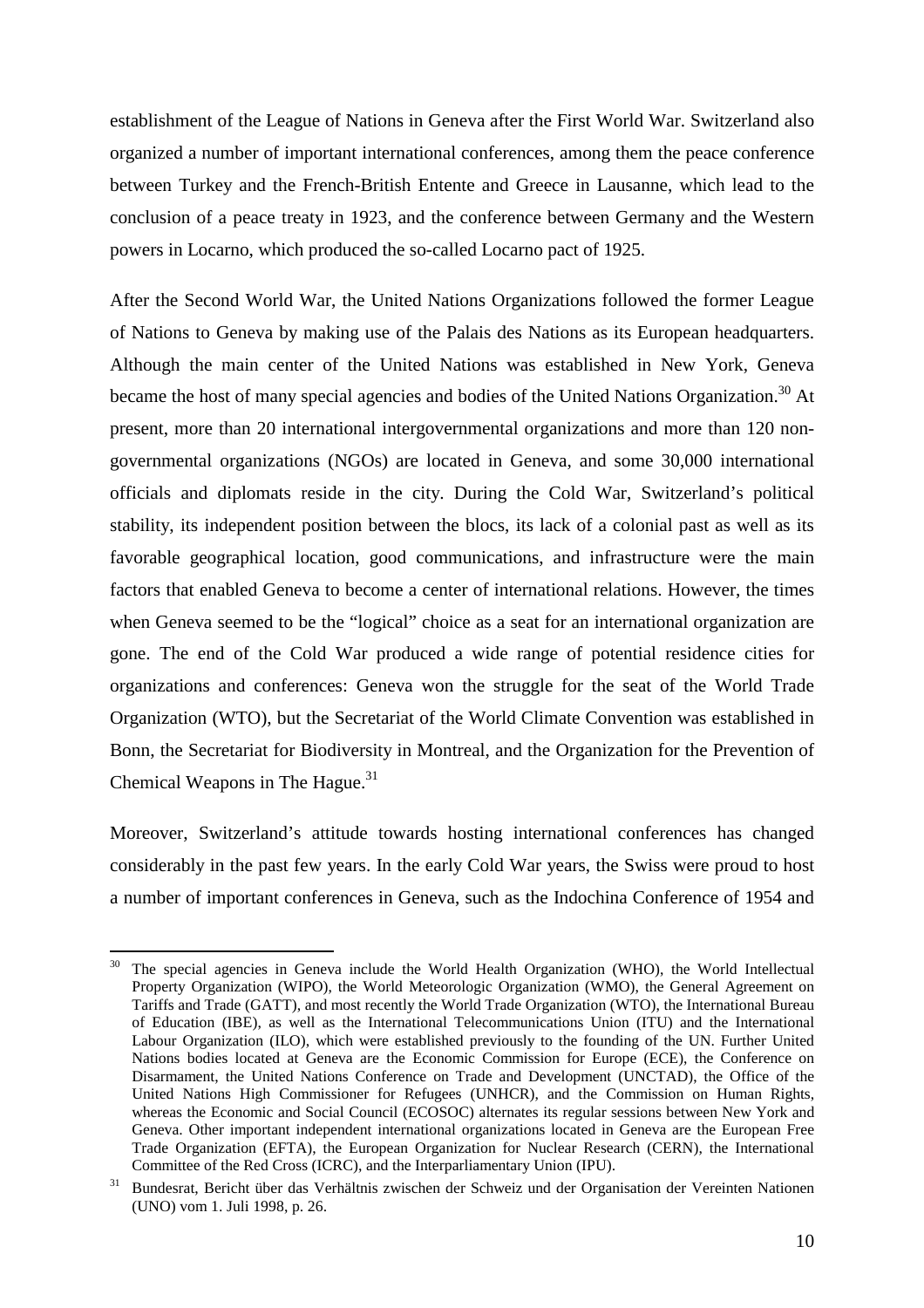establishment of the League of Nations in Geneva after the First World War. Switzerland also organized a number of important international conferences, among them the peace conference between Turkey and the French-British Entente and Greece in Lausanne, which lead to the conclusion of a peace treaty in 1923, and the conference between Germany and the Western powers in Locarno, which produced the so-called Locarno pact of 1925.

After the Second World War, the United Nations Organizations followed the former League of Nations to Geneva by making use of the Palais des Nations as its European headquarters. Although the main center of the United Nations was established in New York, Geneva became the host of many special agencies and bodies of the United Nations Organization.[30] At present, more than 20 international intergovernmental organizations and more than 120 non-governmental organizations (NGOs) are located in Geneva, and some 30,000 international officials and diplomats reside in the city. During the Cold War, Switzerland's political stability, its independent position between the blocs, its lack of a colonial past as well as its favorable geographical location, good communications, and infrastructure were the main factors that enabled Geneva to become a center of international relations. However, the times when Geneva seemed to be the "logical" choice as a seat for an international organization are gone. The end of the Cold War produced a wide range of potential residence cities for organizations and conferences: Geneva won the struggle for the seat of the World Trade Organization (WTO), but the Secretariat of the World Climate Convention was established in Bonn, the Secretariat for Biodiversity in Montreal, and the Organization for the Prevention of Chemical Weapons in The Hague.[31]

Moreover, Switzerland's attitude towards hosting international conferences has changed considerably in the past few years. In the early Cold War years, the Swiss were proud to host a number of important conferences in Geneva, such as the Indochina Conference of 1954 and

---

[30] The special agencies in Geneva include the World Health Organization (WHO), the World Intellectual Property Organization (WIPO), the World Meteorologic Organization (WMO), the General Agreement on Tariffs and Trade (GATT), and most recently the World Trade Organization (WTO), the International Bureau of Education (IBE), as well as the International Telecommunications Union (ITU) and the International Labour Organization (ILO), which were established previously to the founding of the UN. Further United Nations bodies located at Geneva are the Economic Commission for Europe (ECE), the Conference on Disarmament, the United Nations Conference on Trade and Development (UNCTAD), the Office of the United Nations High Commissioner for Refugees (UNHCR), and the Commission on Human Rights, whereas the Economic and Social Council (ECOSOC) alternates its regular sessions between New York and Geneva. Other important independent international organizations located in Geneva are the European Free Trade Organization (EFTA), the European Organization for Nuclear Research (CERN), the International Committee of the Red Cross (ICRC), and the Interparliamentary Union (IPU).

[31] Bundesrat, Bericht über das Verhältnis zwischen der Schweiz und der Organisation der Vereinten Nationen (UNO) vom 1. Juli 1998, p. 26.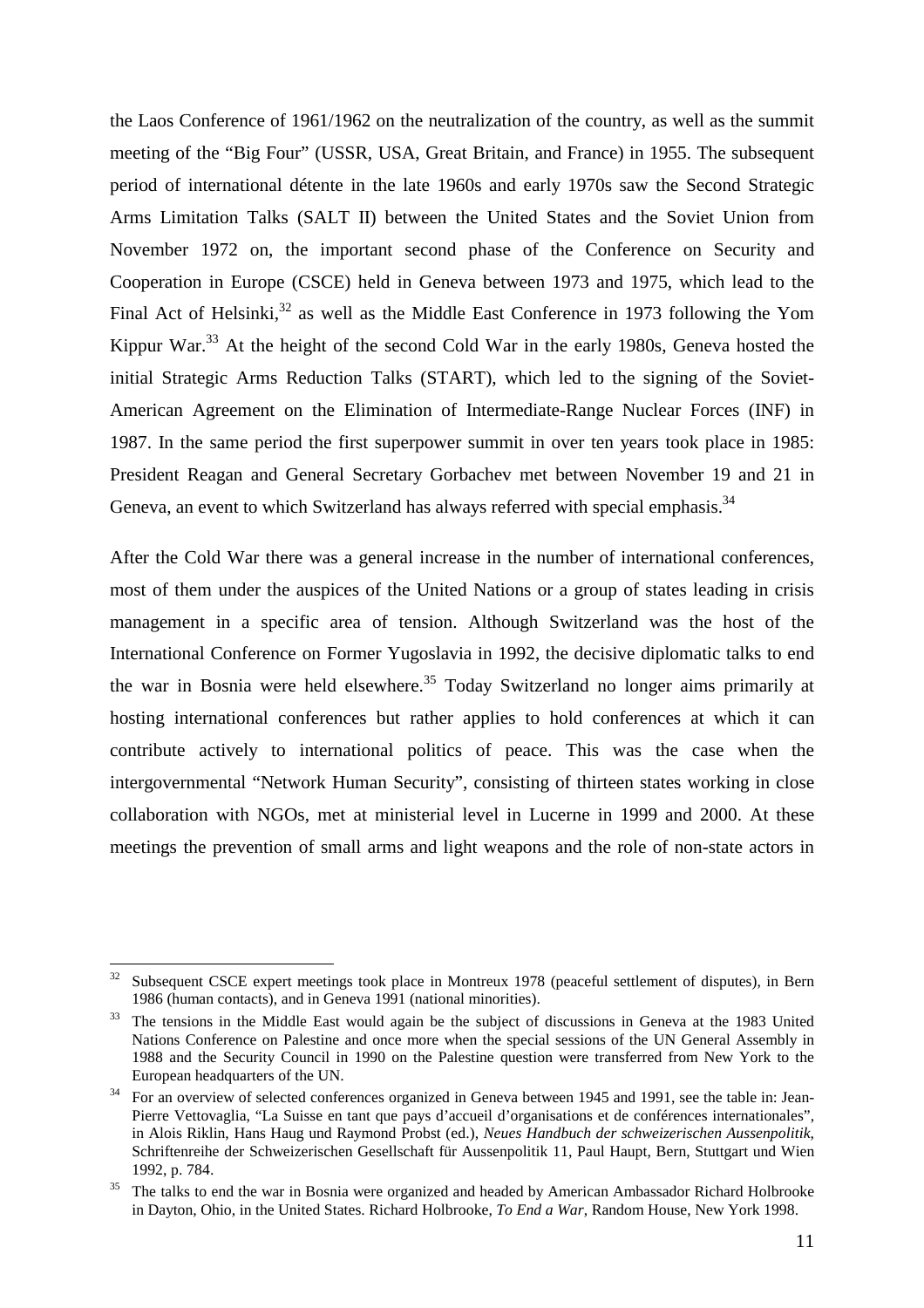the Laos Conference of 1961/1962 on the neutralization of the country, as well as the summit meeting of the "Big Four" (USSR, USA, Great Britain, and France) in 1955. The subsequent period of international détente in the late 1960s and early 1970s saw the Second Strategic Arms Limitation Talks (SALT II) between the United States and the Soviet Union from November 1972 on, the important second phase of the Conference on Security and Cooperation in Europe (CSCE) held in Geneva between 1973 and 1975, which lead to the Final Act of Helsinki,[32] as well as the Middle East Conference in 1973 following the Yom Kippur War.[33] At the height of the second Cold War in the early 1980s, Geneva hosted the initial Strategic Arms Reduction Talks (START), which led to the signing of the Soviet-American Agreement on the Elimination of Intermediate-Range Nuclear Forces (INF) in 1987. In the same period the first superpower summit in over ten years took place in 1985: President Reagan and General Secretary Gorbachev met between November 19 and 21 in Geneva, an event to which Switzerland has always referred with special emphasis.[34]

After the Cold War there was a general increase in the number of international conferences, most of them under the auspices of the United Nations or a group of states leading in crisis management in a specific area of tension. Although Switzerland was the host of the International Conference on Former Yugoslavia in 1992, the decisive diplomatic talks to end the war in Bosnia were held elsewhere.[35] Today Switzerland no longer aims primarily at hosting international conferences but rather applies to hold conferences at which it can contribute actively to international politics of peace. This was the case when the intergovernmental "Network Human Security", consisting of thirteen states working in close collaboration with NGOs, met at ministerial level in Lucerne in 1999 and 2000. At these meetings the prevention of small arms and light weapons and the role of non-state actors in

---

[32] Subsequent CSCE expert meetings took place in Montreux 1978 (peaceful settlement of disputes), in Bern 1986 (human contacts), and in Geneva 1991 (national minorities).

[33] The tensions in the Middle East would again be the subject of discussions in Geneva at the 1983 United Nations Conference on Palestine and once more when the special sessions of the UN General Assembly in 1988 and the Security Council in 1990 on the Palestine question were transferred from New York to the European headquarters of the UN.

[34] For an overview of selected conferences organized in Geneva between 1945 and 1991, see the table in: Jean-Pierre Vettovaglia, "La Suisse en tant que pays d'accueil d'organisations et de conférences internationales", in Alois Riklin, Hans Haug und Raymond Probst (ed.), *Neues Handbuch der schweizerischen Aussenpolitik*, Schriftenreihe der Schweizerischen Gesellschaft für Aussenpolitik 11, Paul Haupt, Bern, Stuttgart und Wien 1992, p. 784.

[35] The talks to end the war in Bosnia were organized and headed by American Ambassador Richard Holbrooke in Dayton, Ohio, in the United States. Richard Holbrooke, *To End a War*, Random House, New York 1998.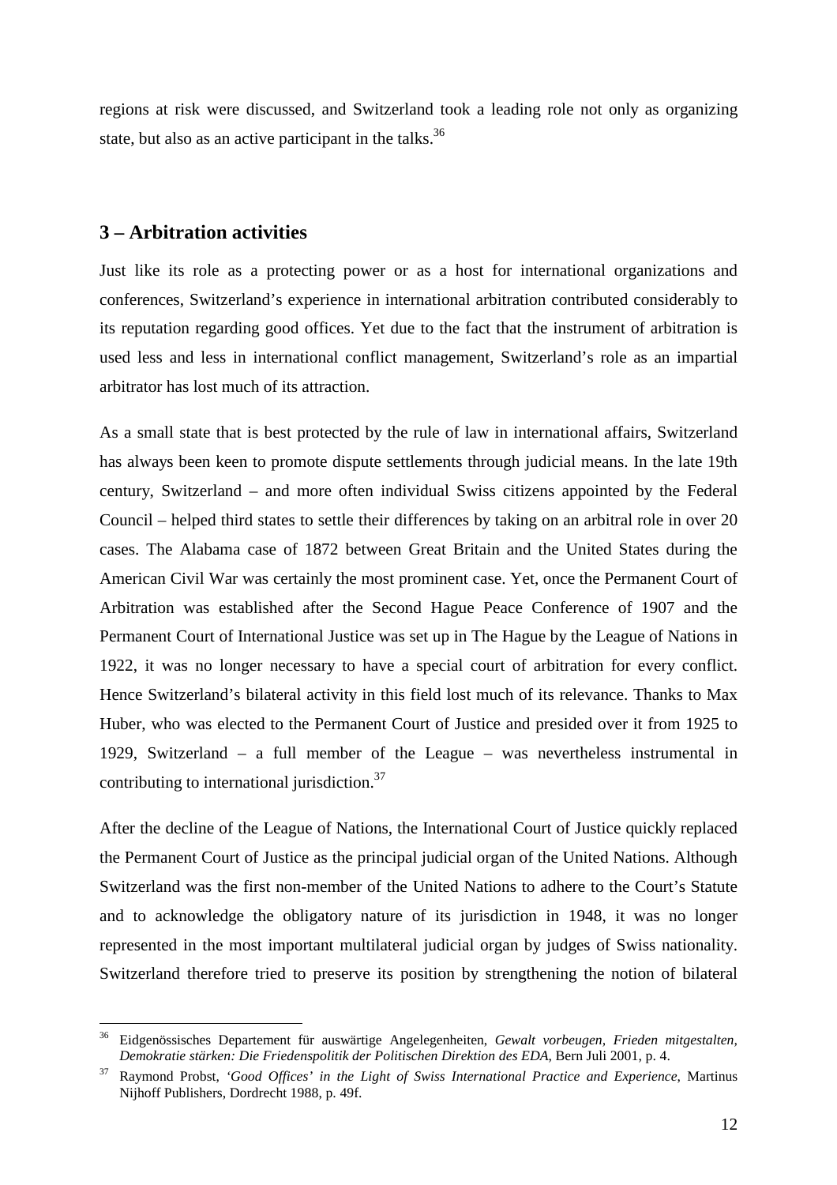regions at risk were discussed, and Switzerland took a leading role not only as organizing state, but also as an active participant in the talks.[36]

## 3 – Arbitration activities

Just like its role as a protecting power or as a host for international organizations and conferences, Switzerland's experience in international arbitration contributed considerably to its reputation regarding good offices. Yet due to the fact that the instrument of arbitration is used less and less in international conflict management, Switzerland's role as an impartial arbitrator has lost much of its attraction.

As a small state that is best protected by the rule of law in international affairs, Switzerland has always been keen to promote dispute settlements through judicial means. In the late 19th century, Switzerland – and more often individual Swiss citizens appointed by the Federal Council – helped third states to settle their differences by taking on an arbitral role in over 20 cases. The Alabama case of 1872 between Great Britain and the United States during the American Civil War was certainly the most prominent case. Yet, once the Permanent Court of Arbitration was established after the Second Hague Peace Conference of 1907 and the Permanent Court of International Justice was set up in The Hague by the League of Nations in 1922, it was no longer necessary to have a special court of arbitration for every conflict. Hence Switzerland's bilateral activity in this field lost much of its relevance. Thanks to Max Huber, who was elected to the Permanent Court of Justice and presided over it from 1925 to 1929, Switzerland – a full member of the League – was nevertheless instrumental in contributing to international jurisdiction.[37]

After the decline of the League of Nations, the International Court of Justice quickly replaced the Permanent Court of Justice as the principal judicial organ of the United Nations. Although Switzerland was the first non-member of the United Nations to adhere to the Court's Statute and to acknowledge the obligatory nature of its jurisdiction in 1948, it was no longer represented in the most important multilateral judicial organ by judges of Swiss nationality. Switzerland therefore tried to preserve its position by strengthening the notion of bilateral

---

[36] Eidgenössisches Departement für auswärtige Angelegenheiten, *Gewalt vorbeugen, Frieden mitgestalten, Demokratie stärken: Die Friedenspolitik der Politischen Direktion des EDA*, Bern Juli 2001, p. 4.

[37] Raymond Probst, *'Good Offices' in the Light of Swiss International Practice and Experience*, Martinus Nijhoff Publishers, Dordrecht 1988, p. 49f.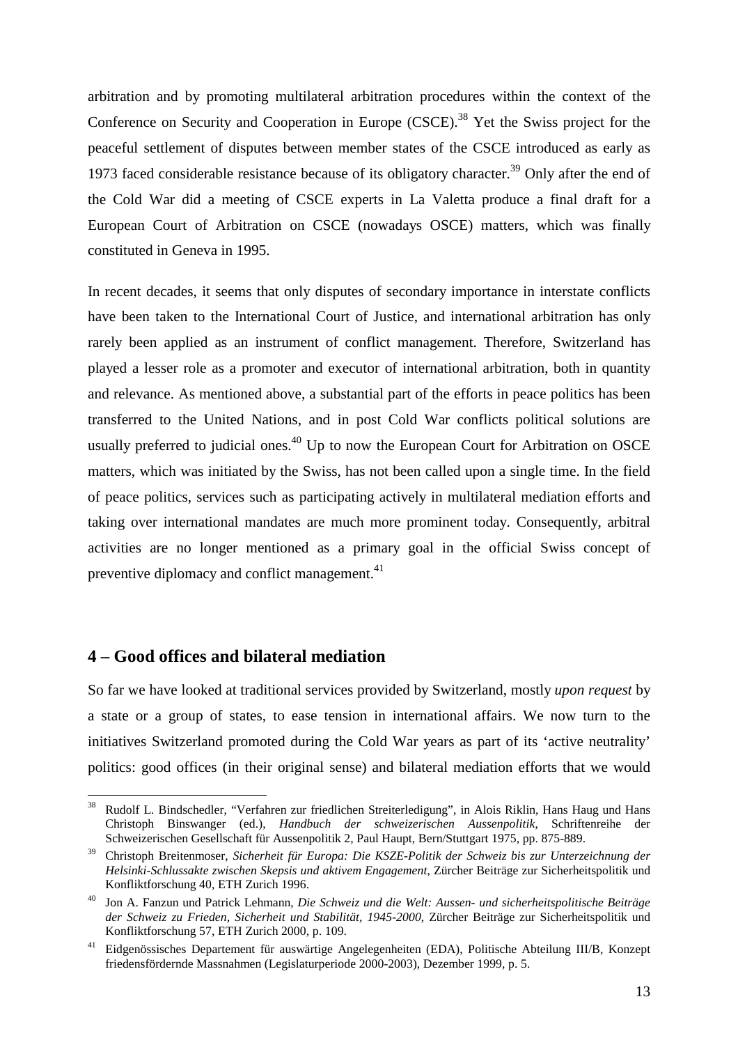arbitration and by promoting multilateral arbitration procedures within the context of the Conference on Security and Cooperation in Europe (CSCE).[38] Yet the Swiss project for the peaceful settlement of disputes between member states of the CSCE introduced as early as 1973 faced considerable resistance because of its obligatory character.[39] Only after the end of the Cold War did a meeting of CSCE experts in La Valetta produce a final draft for a European Court of Arbitration on CSCE (nowadays OSCE) matters, which was finally constituted in Geneva in 1995.

In recent decades, it seems that only disputes of secondary importance in interstate conflicts have been taken to the International Court of Justice, and international arbitration has only rarely been applied as an instrument of conflict management. Therefore, Switzerland has played a lesser role as a promoter and executor of international arbitration, both in quantity and relevance. As mentioned above, a substantial part of the efforts in peace politics has been transferred to the United Nations, and in post Cold War conflicts political solutions are usually preferred to judicial ones.[40] Up to now the European Court for Arbitration on OSCE matters, which was initiated by the Swiss, has not been called upon a single time. In the field of peace politics, services such as participating actively in multilateral mediation efforts and taking over international mandates are much more prominent today. Consequently, arbitral activities are no longer mentioned as a primary goal in the official Swiss concept of preventive diplomacy and conflict management.[41]

## 4 – Good offices and bilateral mediation

So far we have looked at traditional services provided by Switzerland, mostly *upon request* by a state or a group of states, to ease tension in international affairs. We now turn to the initiatives Switzerland promoted during the Cold War years as part of its 'active neutrality' politics: good offices (in their original sense) and bilateral mediation efforts that we would

---

[38] Rudolf L. Bindschedler, "Verfahren zur friedlichen Streiterledigung", in Alois Riklin, Hans Haug und Hans Christoph Binswanger (ed.), *Handbuch der schweizerischen Aussenpolitik*, Schriftenreihe der Schweizerischen Gesellschaft für Aussenpolitik 2, Paul Haupt, Bern/Stuttgart 1975, pp. 875-889.

[39] Christoph Breitenmoser, *Sicherheit für Europa: Die KSZE-Politik der Schweiz bis zur Unterzeichnung der Helsinki-Schlussakte zwischen Skepsis und aktivem Engagement*, Zürcher Beiträge zur Sicherheitspolitik und Konfliktforschung 40, ETH Zurich 1996.

[40] Jon A. Fanzun und Patrick Lehmann, *Die Schweiz und die Welt: Aussen- und sicherheitspolitische Beiträge der Schweiz zu Frieden, Sicherheit und Stabilität, 1945-2000*, Zürcher Beiträge zur Sicherheitspolitik und Konfliktforschung 57, ETH Zurich 2000, p. 109.

[41] Eidgenössisches Departement für auswärtige Angelegenheiten (EDA), Politische Abteilung III/B, Konzept friedensfördernde Massnahmen (Legislaturperiode 2000-2003), Dezember 1999, p. 5.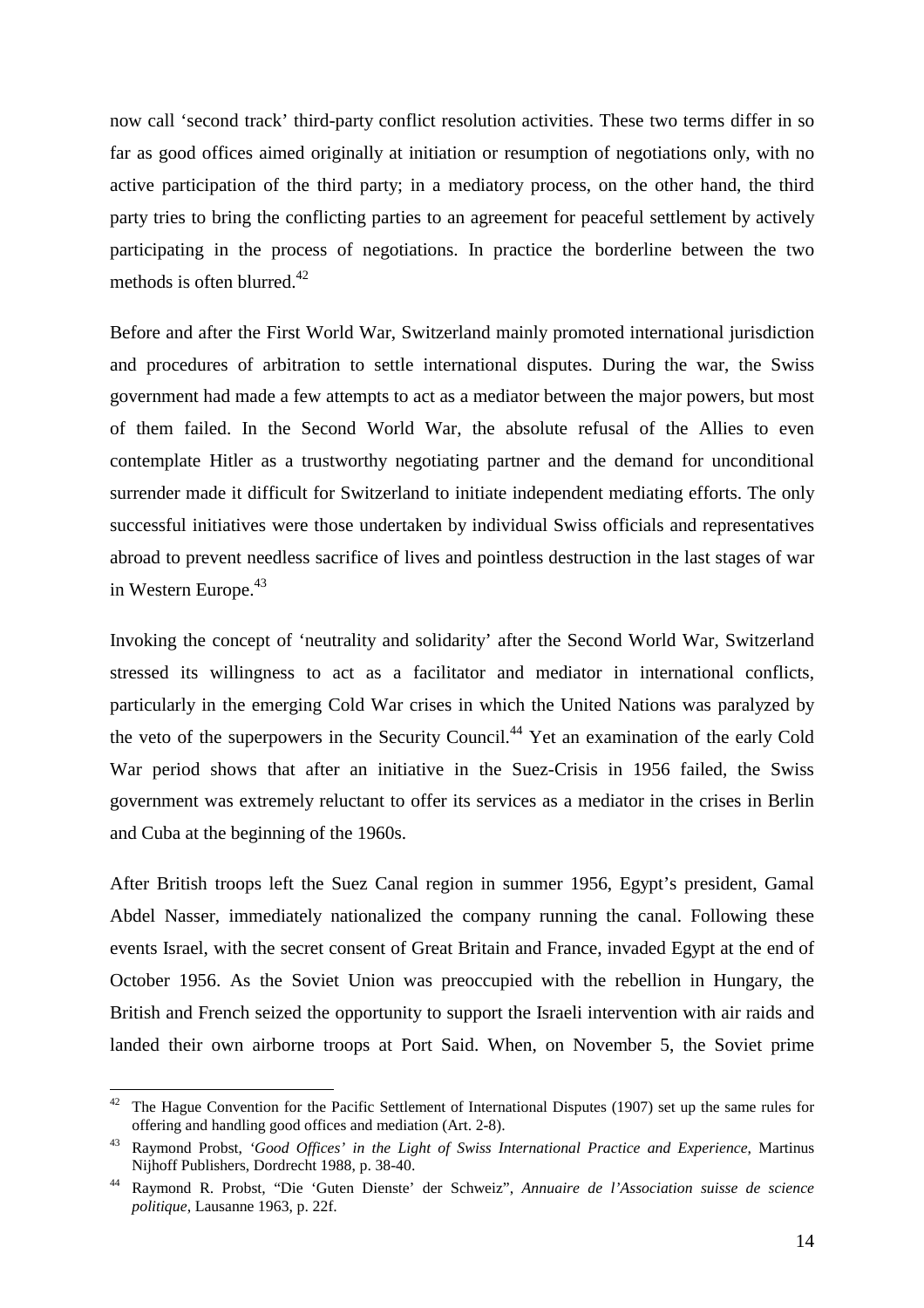now call 'second track' third-party conflict resolution activities. These two terms differ in so far as good offices aimed originally at initiation or resumption of negotiations only, with no active participation of the third party; in a mediatory process, on the other hand, the third party tries to bring the conflicting parties to an agreement for peaceful settlement by actively participating in the process of negotiations. In practice the borderline between the two methods is often blurred.[42]

Before and after the First World War, Switzerland mainly promoted international jurisdiction and procedures of arbitration to settle international disputes. During the war, the Swiss government had made a few attempts to act as a mediator between the major powers, but most of them failed. In the Second World War, the absolute refusal of the Allies to even contemplate Hitler as a trustworthy negotiating partner and the demand for unconditional surrender made it difficult for Switzerland to initiate independent mediating efforts. The only successful initiatives were those undertaken by individual Swiss officials and representatives abroad to prevent needless sacrifice of lives and pointless destruction in the last stages of war in Western Europe.[43]

Invoking the concept of 'neutrality and solidarity' after the Second World War, Switzerland stressed its willingness to act as a facilitator and mediator in international conflicts, particularly in the emerging Cold War crises in which the United Nations was paralyzed by the veto of the superpowers in the Security Council.[44] Yet an examination of the early Cold War period shows that after an initiative in the Suez-Crisis in 1956 failed, the Swiss government was extremely reluctant to offer its services as a mediator in the crises in Berlin and Cuba at the beginning of the 1960s.

After British troops left the Suez Canal region in summer 1956, Egypt's president, Gamal Abdel Nasser, immediately nationalized the company running the canal. Following these events Israel, with the secret consent of Great Britain and France, invaded Egypt at the end of October 1956. As the Soviet Union was preoccupied with the rebellion in Hungary, the British and French seized the opportunity to support the Israeli intervention with air raids and landed their own airborne troops at Port Said. When, on November 5, the Soviet prime

---

[42] The Hague Convention for the Pacific Settlement of International Disputes (1907) set up the same rules for offering and handling good offices and mediation (Art. 2-8).

[43] Raymond Probst, *'Good Offices' in the Light of Swiss International Practice and Experience*, Martinus Nijhoff Publishers, Dordrecht 1988, p. 38-40.

[44] Raymond R. Probst, "Die 'Guten Dienste' der Schweiz", *Annuaire de l'Association suisse de science politique*, Lausanne 1963, p. 22f.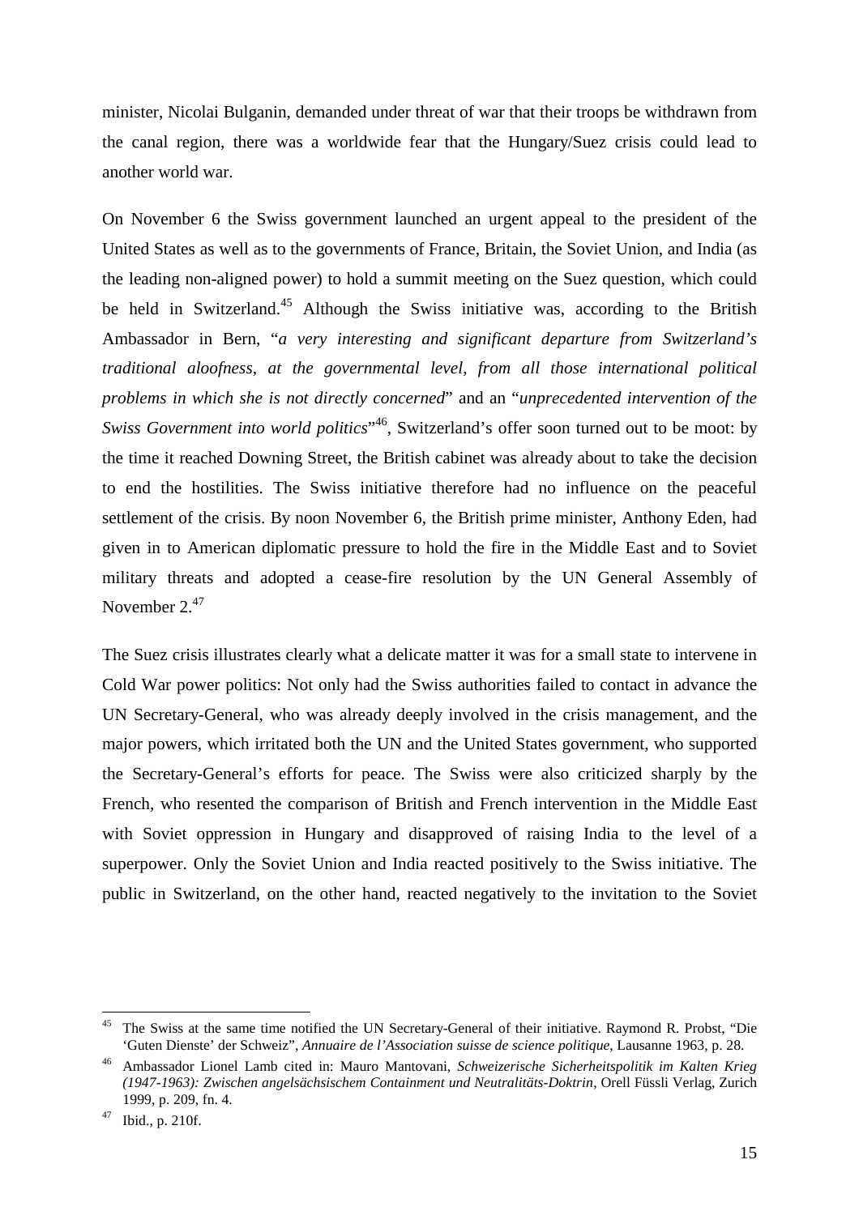minister, Nicolai Bulganin, demanded under threat of war that their troops be withdrawn from the canal region, there was a worldwide fear that the Hungary/Suez crisis could lead to another world war.

On November 6 the Swiss government launched an urgent appeal to the president of the United States as well as to the governments of France, Britain, the Soviet Union, and India (as the leading non-aligned power) to hold a summit meeting on the Suez question, which could be held in Switzerland.[45] Although the Swiss initiative was, according to the British Ambassador in Bern, "*a very interesting and significant departure from Switzerland's traditional aloofness, at the governmental level, from all those international political problems in which she is not directly concerned*" and an "*unprecedented intervention of the Swiss Government into world politics*"[46], Switzerland's offer soon turned out to be moot: by the time it reached Downing Street, the British cabinet was already about to take the decision to end the hostilities. The Swiss initiative therefore had no influence on the peaceful settlement of the crisis. By noon November 6, the British prime minister, Anthony Eden, had given in to American diplomatic pressure to hold the fire in the Middle East and to Soviet military threats and adopted a cease-fire resolution by the UN General Assembly of November 2.[47]

The Suez crisis illustrates clearly what a delicate matter it was for a small state to intervene in Cold War power politics: Not only had the Swiss authorities failed to contact in advance the UN Secretary-General, who was already deeply involved in the crisis management, and the major powers, which irritated both the UN and the United States government, who supported the Secretary-General's efforts for peace. The Swiss were also criticized sharply by the French, who resented the comparison of British and French intervention in the Middle East with Soviet oppression in Hungary and disapproved of raising India to the level of a superpower. Only the Soviet Union and India reacted positively to the Swiss initiative. The public in Switzerland, on the other hand, reacted negatively to the invitation to the Soviet

---

[45] The Swiss at the same time notified the UN Secretary-General of their initiative. Raymond R. Probst, "Die 'Guten Dienste' der Schweiz", *Annuaire de l'Association suisse de science politique*, Lausanne 1963, p. 28.

[46] Ambassador Lionel Lamb cited in: Mauro Mantovani, *Schweizerische Sicherheitspolitik im Kalten Krieg (1947-1963): Zwischen angelsächsischem Containment und Neutralitäts-Doktrin*, Orell Füssli Verlag, Zurich 1999, p. 209, fn. 4.

[47] Ibid., p. 210f.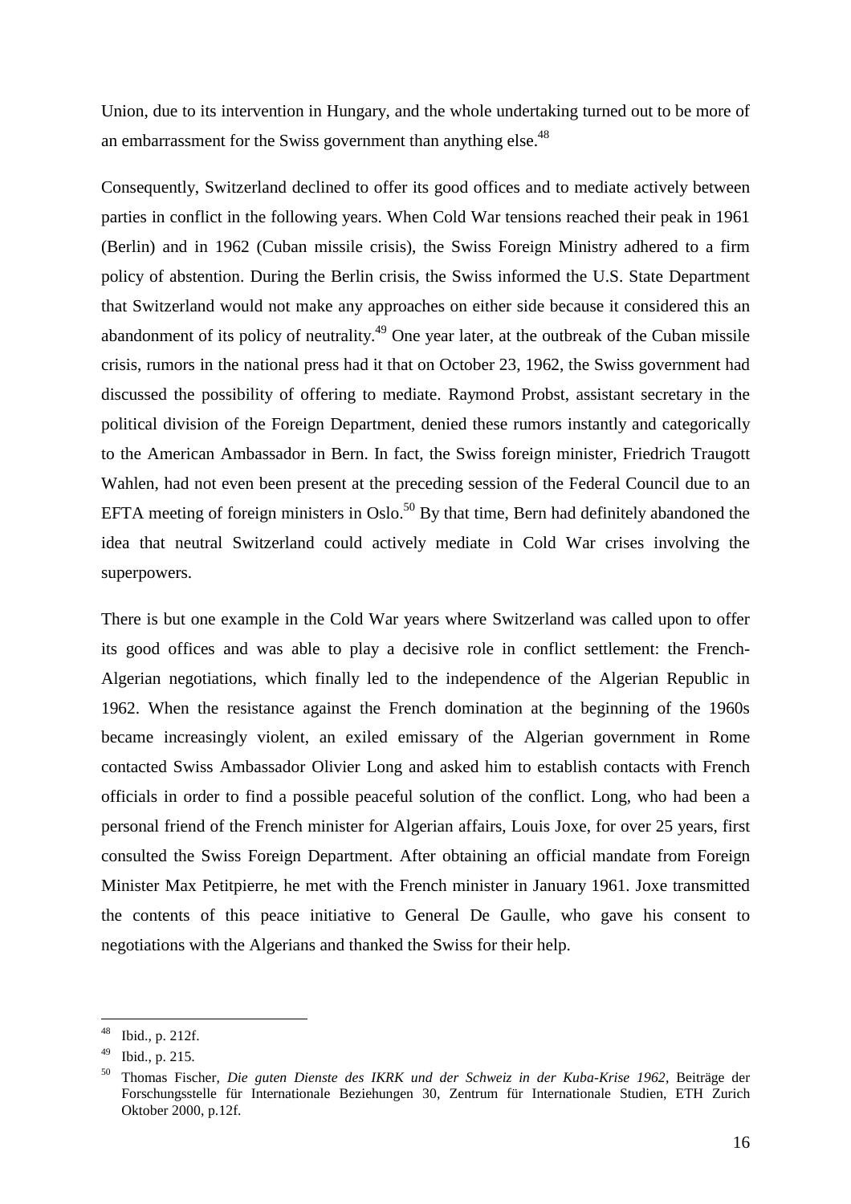Union, due to its intervention in Hungary, and the whole undertaking turned out to be more of an embarrassment for the Swiss government than anything else.[48]

Consequently, Switzerland declined to offer its good offices and to mediate actively between parties in conflict in the following years. When Cold War tensions reached their peak in 1961 (Berlin) and in 1962 (Cuban missile crisis), the Swiss Foreign Ministry adhered to a firm policy of abstention. During the Berlin crisis, the Swiss informed the U.S. State Department that Switzerland would not make any approaches on either side because it considered this an abandonment of its policy of neutrality.[49] One year later, at the outbreak of the Cuban missile crisis, rumors in the national press had it that on October 23, 1962, the Swiss government had discussed the possibility of offering to mediate. Raymond Probst, assistant secretary in the political division of the Foreign Department, denied these rumors instantly and categorically to the American Ambassador in Bern. In fact, the Swiss foreign minister, Friedrich Traugott Wahlen, had not even been present at the preceding session of the Federal Council due to an EFTA meeting of foreign ministers in Oslo.[50] By that time, Bern had definitely abandoned the idea that neutral Switzerland could actively mediate in Cold War crises involving the superpowers.

There is but one example in the Cold War years where Switzerland was called upon to offer its good offices and was able to play a decisive role in conflict settlement: the French-Algerian negotiations, which finally led to the independence of the Algerian Republic in 1962. When the resistance against the French domination at the beginning of the 1960s became increasingly violent, an exiled emissary of the Algerian government in Rome contacted Swiss Ambassador Olivier Long and asked him to establish contacts with French officials in order to find a possible peaceful solution of the conflict. Long, who had been a personal friend of the French minister for Algerian affairs, Louis Joxe, for over 25 years, first consulted the Swiss Foreign Department. After obtaining an official mandate from Foreign Minister Max Petitpierre, he met with the French minister in January 1961. Joxe transmitted the contents of this peace initiative to General De Gaulle, who gave his consent to negotiations with the Algerians and thanked the Swiss for their help.

---

[48] Ibid., p. 212f.

[49] Ibid., p. 215.

[50] Thomas Fischer, *Die guten Dienste des IKRK und der Schweiz in der Kuba-Krise 1962*, Beiträge der Forschungsstelle für Internationale Beziehungen 30, Zentrum für Internationale Studien, ETH Zurich Oktober 2000, p.12f.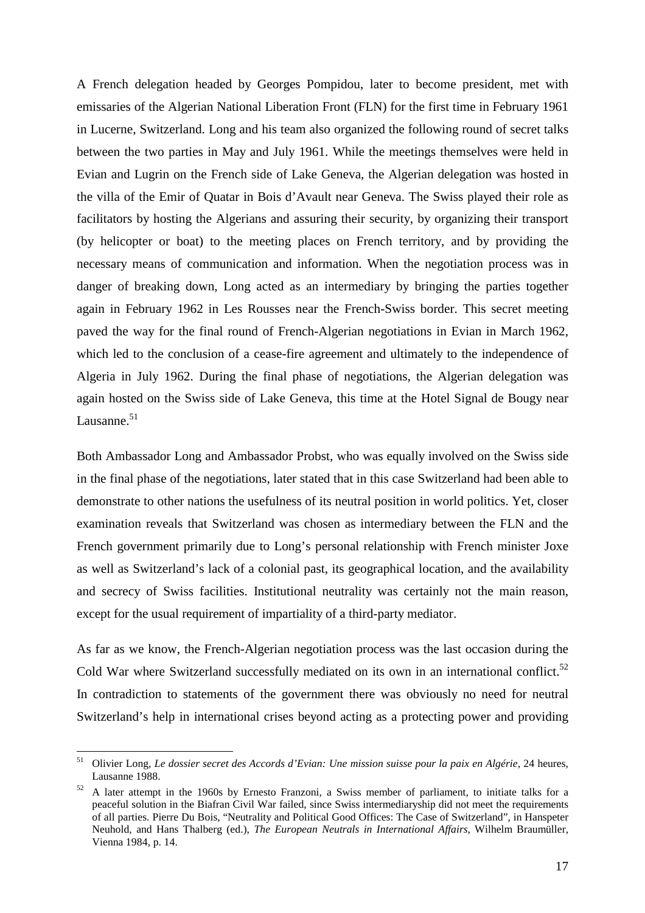A French delegation headed by Georges Pompidou, later to become president, met with emissaries of the Algerian National Liberation Front (FLN) for the first time in February 1961 in Lucerne, Switzerland. Long and his team also organized the following round of secret talks between the two parties in May and July 1961. While the meetings themselves were held in Evian and Lugrin on the French side of Lake Geneva, the Algerian delegation was hosted in the villa of the Emir of Quatar in Bois d'Avault near Geneva. The Swiss played their role as facilitators by hosting the Algerians and assuring their security, by organizing their transport (by helicopter or boat) to the meeting places on French territory, and by providing the necessary means of communication and information. When the negotiation process was in danger of breaking down, Long acted as an intermediary by bringing the parties together again in February 1962 in Les Rousses near the French-Swiss border. This secret meeting paved the way for the final round of French-Algerian negotiations in Evian in March 1962, which led to the conclusion of a cease-fire agreement and ultimately to the independence of Algeria in July 1962. During the final phase of negotiations, the Algerian delegation was again hosted on the Swiss side of Lake Geneva, this time at the Hotel Signal de Bougy near Lausanne.[51]

Both Ambassador Long and Ambassador Probst, who was equally involved on the Swiss side in the final phase of the negotiations, later stated that in this case Switzerland had been able to demonstrate to other nations the usefulness of its neutral position in world politics. Yet, closer examination reveals that Switzerland was chosen as intermediary between the FLN and the French government primarily due to Long's personal relationship with French minister Joxe as well as Switzerland's lack of a colonial past, its geographical location, and the availability and secrecy of Swiss facilities. Institutional neutrality was certainly not the main reason, except for the usual requirement of impartiality of a third-party mediator.

As far as we know, the French-Algerian negotiation process was the last occasion during the Cold War where Switzerland successfully mediated on its own in an international conflict.[52] In contradiction to statements of the government there was obviously no need for neutral Switzerland's help in international crises beyond acting as a protecting power and providing

---

[51] Olivier Long, *Le dossier secret des Accords d'Evian: Une mission suisse pour la paix en Algérie*, 24 heures, Lausanne 1988.

[52] A later attempt in the 1960s by Ernesto Franzoni, a Swiss member of parliament, to initiate talks for a peaceful solution in the Biafran Civil War failed, since Swiss intermediaryship did not meet the requirements of all parties. Pierre Du Bois, "Neutrality and Political Good Offices: The Case of Switzerland", in Hanspeter Neuhold, and Hans Thalberg (ed.), *The European Neutrals in International Affairs*, Wilhelm Braumüller, Vienna 1984, p. 14.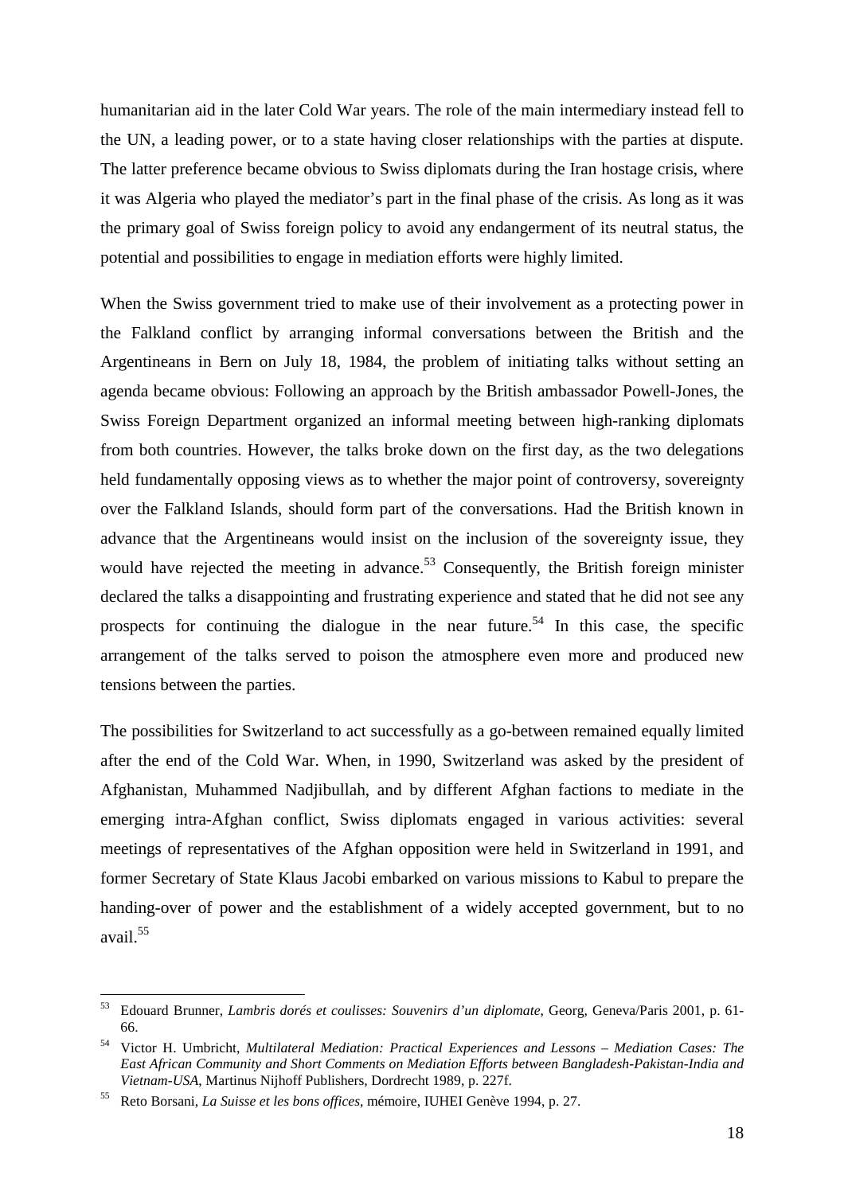humanitarian aid in the later Cold War years. The role of the main intermediary instead fell to the UN, a leading power, or to a state having closer relationships with the parties at dispute. The latter preference became obvious to Swiss diplomats during the Iran hostage crisis, where it was Algeria who played the mediator's part in the final phase of the crisis. As long as it was the primary goal of Swiss foreign policy to avoid any endangerment of its neutral status, the potential and possibilities to engage in mediation efforts were highly limited.

When the Swiss government tried to make use of their involvement as a protecting power in the Falkland conflict by arranging informal conversations between the British and the Argentineans in Bern on July 18, 1984, the problem of initiating talks without setting an agenda became obvious: Following an approach by the British ambassador Powell-Jones, the Swiss Foreign Department organized an informal meeting between high-ranking diplomats from both countries. However, the talks broke down on the first day, as the two delegations held fundamentally opposing views as to whether the major point of controversy, sovereignty over the Falkland Islands, should form part of the conversations. Had the British known in advance that the Argentineans would insist on the inclusion of the sovereignty issue, they would have rejected the meeting in advance.[53] Consequently, the British foreign minister declared the talks a disappointing and frustrating experience and stated that he did not see any prospects for continuing the dialogue in the near future.[54] In this case, the specific arrangement of the talks served to poison the atmosphere even more and produced new tensions between the parties.

The possibilities for Switzerland to act successfully as a go-between remained equally limited after the end of the Cold War. When, in 1990, Switzerland was asked by the president of Afghanistan, Muhammed Nadjibullah, and by different Afghan factions to mediate in the emerging intra-Afghan conflict, Swiss diplomats engaged in various activities: several meetings of representatives of the Afghan opposition were held in Switzerland in 1991, and former Secretary of State Klaus Jacobi embarked on various missions to Kabul to prepare the handing-over of power and the establishment of a widely accepted government, but to no avail.[55]

---

[53] Edouard Brunner, *Lambris dorés et coulisses: Souvenirs d'un diplomate*, Georg, Geneva/Paris 2001, p. 61-66.

[54] Victor H. Umbricht, *Multilateral Mediation: Practical Experiences and Lessons – Mediation Cases: The East African Community and Short Comments on Mediation Efforts between Bangladesh-Pakistan-India and Vietnam-USA*, Martinus Nijhoff Publishers, Dordrecht 1989, p. 227f.

[55] Reto Borsani, *La Suisse et les bons offices*, mémoire, IUHEI Genève 1994, p. 27.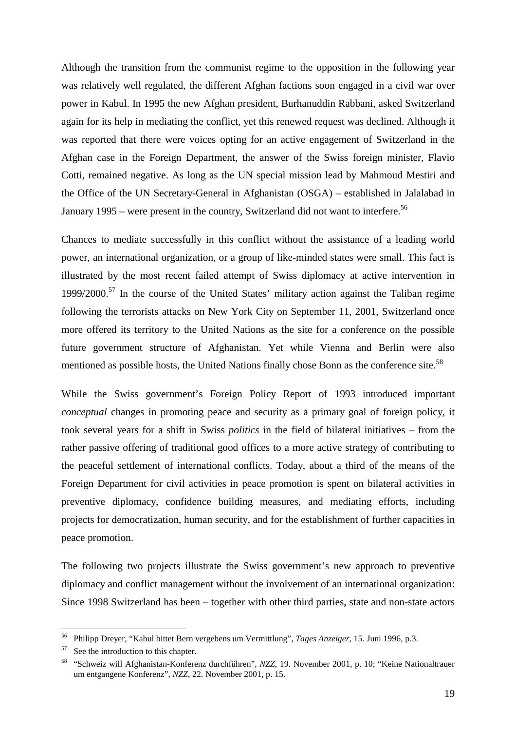Although the transition from the communist regime to the opposition in the following year was relatively well regulated, the different Afghan factions soon engaged in a civil war over power in Kabul. In 1995 the new Afghan president, Burhanuddin Rabbani, asked Switzerland again for its help in mediating the conflict, yet this renewed request was declined. Although it was reported that there were voices opting for an active engagement of Switzerland in the Afghan case in the Foreign Department, the answer of the Swiss foreign minister, Flavio Cotti, remained negative. As long as the UN special mission lead by Mahmoud Mestiri and the Office of the UN Secretary-General in Afghanistan (OSGA) – established in Jalalabad in January 1995 – were present in the country, Switzerland did not want to interfere.[56]

Chances to mediate successfully in this conflict without the assistance of a leading world power, an international organization, or a group of like-minded states were small. This fact is illustrated by the most recent failed attempt of Swiss diplomacy at active intervention in 1999/2000.[57] In the course of the United States' military action against the Taliban regime following the terrorists attacks on New York City on September 11, 2001, Switzerland once more offered its territory to the United Nations as the site for a conference on the possible future government structure of Afghanistan. Yet while Vienna and Berlin were also mentioned as possible hosts, the United Nations finally chose Bonn as the conference site.[58]

While the Swiss government's Foreign Policy Report of 1993 introduced important *conceptual* changes in promoting peace and security as a primary goal of foreign policy, it took several years for a shift in Swiss *politics* in the field of bilateral initiatives – from the rather passive offering of traditional good offices to a more active strategy of contributing to the peaceful settlement of international conflicts. Today, about a third of the means of the Foreign Department for civil activities in peace promotion is spent on bilateral activities in preventive diplomacy, confidence building measures, and mediating efforts, including projects for democratization, human security, and for the establishment of further capacities in peace promotion.

The following two projects illustrate the Swiss government's new approach to preventive diplomacy and conflict management without the involvement of an international organization: Since 1998 Switzerland has been – together with other third parties, state and non-state actors

---

[56] Philipp Dreyer, "Kabul bittet Bern vergebens um Vermittlung", *Tages Anzeiger*, 15. Juni 1996, p.3.

[57] See the introduction to this chapter.

[58] "Schweiz will Afghanistan-Konferenz durchführen", *NZZ*, 19. November 2001, p. 10; "Keine Nationaltrauer um entgangene Konferenz", *NZZ*, 22. November 2001, p. 15.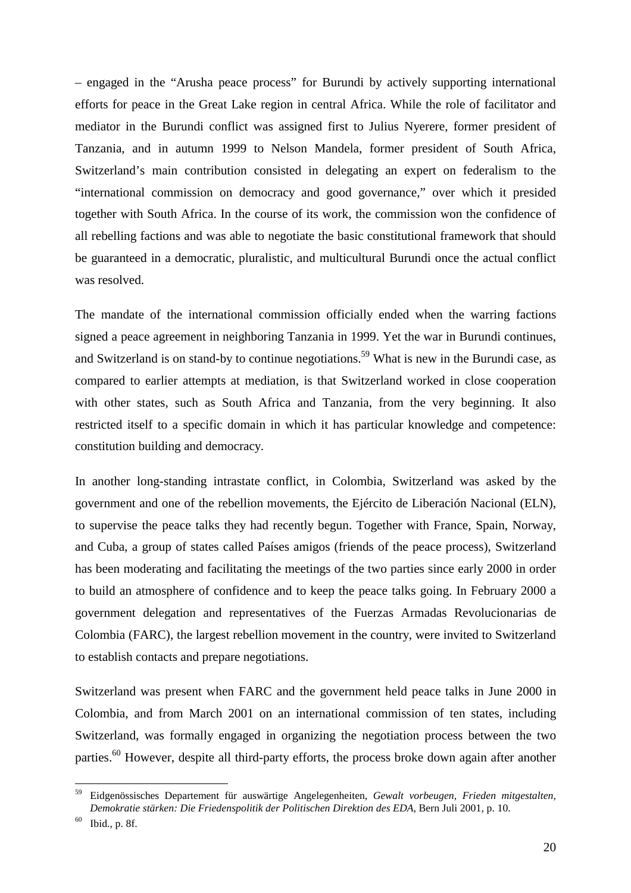– engaged in the "Arusha peace process" for Burundi by actively supporting international efforts for peace in the Great Lake region in central Africa. While the role of facilitator and mediator in the Burundi conflict was assigned first to Julius Nyerere, former president of Tanzania, and in autumn 1999 to Nelson Mandela, former president of South Africa, Switzerland's main contribution consisted in delegating an expert on federalism to the "international commission on democracy and good governance," over which it presided together with South Africa. In the course of its work, the commission won the confidence of all rebelling factions and was able to negotiate the basic constitutional framework that should be guaranteed in a democratic, pluralistic, and multicultural Burundi once the actual conflict was resolved.

The mandate of the international commission officially ended when the warring factions signed a peace agreement in neighboring Tanzania in 1999. Yet the war in Burundi continues, and Switzerland is on stand-by to continue negotiations.[59] What is new in the Burundi case, as compared to earlier attempts at mediation, is that Switzerland worked in close cooperation with other states, such as South Africa and Tanzania, from the very beginning. It also restricted itself to a specific domain in which it has particular knowledge and competence: constitution building and democracy.

In another long-standing intrastate conflict, in Colombia, Switzerland was asked by the government and one of the rebellion movements, the Ejército de Liberación Nacional (ELN), to supervise the peace talks they had recently begun. Together with France, Spain, Norway, and Cuba, a group of states called Países amigos (friends of the peace process), Switzerland has been moderating and facilitating the meetings of the two parties since early 2000 in order to build an atmosphere of confidence and to keep the peace talks going. In February 2000 a government delegation and representatives of the Fuerzas Armadas Revolucionarias de Colombia (FARC), the largest rebellion movement in the country, were invited to Switzerland to establish contacts and prepare negotiations.

Switzerland was present when FARC and the government held peace talks in June 2000 in Colombia, and from March 2001 on an international commission of ten states, including Switzerland, was formally engaged in organizing the negotiation process between the two parties.[60] However, despite all third-party efforts, the process broke down again after another

---

[59] Eidgenössisches Departement für auswärtige Angelegenheiten, *Gewalt vorbeugen, Frieden mitgestalten, Demokratie stärken: Die Friedenspolitik der Politischen Direktion des EDA*, Bern Juli 2001, p. 10.

[60] Ibid., p. 8f.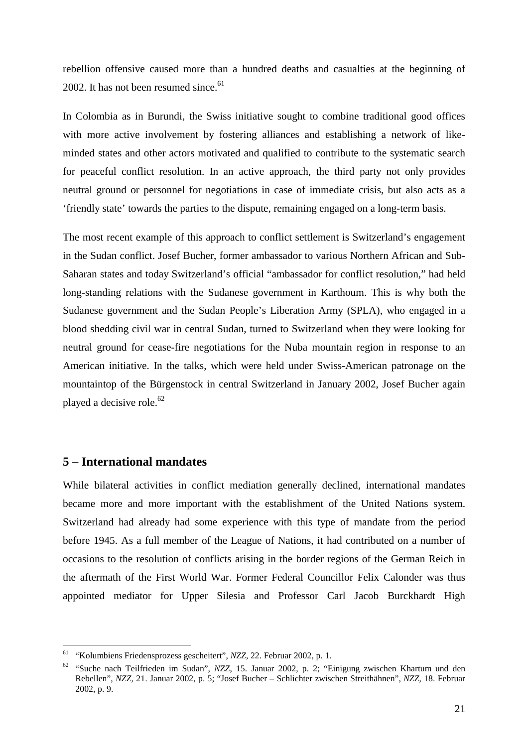rebellion offensive caused more than a hundred deaths and casualties at the beginning of 2002. It has not been resumed since.[61]

In Colombia as in Burundi, the Swiss initiative sought to combine traditional good offices with more active involvement by fostering alliances and establishing a network of like-minded states and other actors motivated and qualified to contribute to the systematic search for peaceful conflict resolution. In an active approach, the third party not only provides neutral ground or personnel for negotiations in case of immediate crisis, but also acts as a 'friendly state' towards the parties to the dispute, remaining engaged on a long-term basis.

The most recent example of this approach to conflict settlement is Switzerland's engagement in the Sudan conflict. Josef Bucher, former ambassador to various Northern African and Sub-Saharan states and today Switzerland's official "ambassador for conflict resolution," had held long-standing relations with the Sudanese government in Karthoum. This is why both the Sudanese government and the Sudan People's Liberation Army (SPLA), who engaged in a blood shedding civil war in central Sudan, turned to Switzerland when they were looking for neutral ground for cease-fire negotiations for the Nuba mountain region in response to an American initiative. In the talks, which were held under Swiss-American patronage on the mountaintop of the Bürgenstock in central Switzerland in January 2002, Josef Bucher again played a decisive role.[62]

## 5 – International mandates

While bilateral activities in conflict mediation generally declined, international mandates became more and more important with the establishment of the United Nations system. Switzerland had already had some experience with this type of mandate from the period before 1945. As a full member of the League of Nations, it had contributed on a number of occasions to the resolution of conflicts arising in the border regions of the German Reich in the aftermath of the First World War. Former Federal Councillor Felix Calonder was thus appointed mediator for Upper Silesia and Professor Carl Jacob Burckhardt High

---

[61] "Kolumbiens Friedensprozess gescheitert", *NZZ*, 22. Februar 2002, p. 1.

[62] "Suche nach Teilfrieden im Sudan", *NZZ*, 15. Januar 2002, p. 2; "Einigung zwischen Khartum und den Rebellen", *NZZ*, 21. Januar 2002, p. 5; "Josef Bucher – Schlichter zwischen Streithähnen", *NZZ*, 18. Februar 2002, p. 9.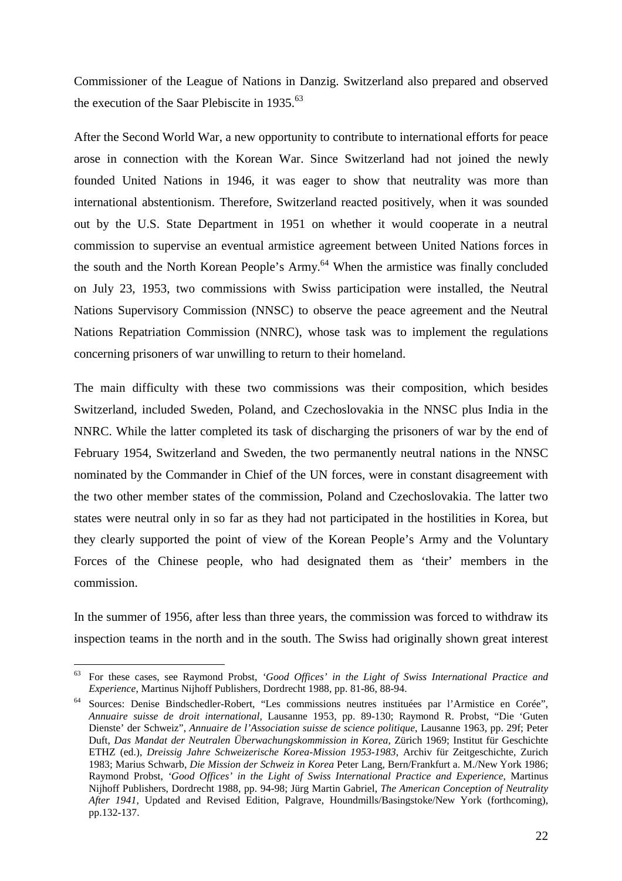Commissioner of the League of Nations in Danzig. Switzerland also prepared and observed the execution of the Saar Plebiscite in 1935.[63]

After the Second World War, a new opportunity to contribute to international efforts for peace arose in connection with the Korean War. Since Switzerland had not joined the newly founded United Nations in 1946, it was eager to show that neutrality was more than international abstentionism. Therefore, Switzerland reacted positively, when it was sounded out by the U.S. State Department in 1951 on whether it would cooperate in a neutral commission to supervise an eventual armistice agreement between United Nations forces in the south and the North Korean People's Army.[64] When the armistice was finally concluded on July 23, 1953, two commissions with Swiss participation were installed, the Neutral Nations Supervisory Commission (NNSC) to observe the peace agreement and the Neutral Nations Repatriation Commission (NNRC), whose task was to implement the regulations concerning prisoners of war unwilling to return to their homeland.

The main difficulty with these two commissions was their composition, which besides Switzerland, included Sweden, Poland, and Czechoslovakia in the NNSC plus India in the NNRC. While the latter completed its task of discharging the prisoners of war by the end of February 1954, Switzerland and Sweden, the two permanently neutral nations in the NNSC nominated by the Commander in Chief of the UN forces, were in constant disagreement with the two other member states of the commission, Poland and Czechoslovakia. The latter two states were neutral only in so far as they had not participated in the hostilities in Korea, but they clearly supported the point of view of the Korean People's Army and the Voluntary Forces of the Chinese people, who had designated them as 'their' members in the commission.

In the summer of 1956, after less than three years, the commission was forced to withdraw its inspection teams in the north and in the south. The Swiss had originally shown great interest

---

[63] For these cases, see Raymond Probst, *'Good Offices' in the Light of Swiss International Practice and Experience*, Martinus Nijhoff Publishers, Dordrecht 1988, pp. 81-86, 88-94.

[64] Sources: Denise Bindschedler-Robert, "Les commissions neutres instituées par l'Armistice en Corée", *Annuaire suisse de droit international*, Lausanne 1953, pp. 89-130; Raymond R. Probst, "Die 'Guten Dienste' der Schweiz", *Annuaire de l'Association suisse de science politique*, Lausanne 1963, pp. 29f; Peter Duft, *Das Mandat der Neutralen Überwachungskommission in Korea*, Zürich 1969; Institut für Geschichte ETHZ (ed.), *Dreissig Jahre Schweizerische Korea-Mission 1953-1983*, Archiv für Zeitgeschichte, Zurich 1983; Marius Schwarb, *Die Mission der Schweiz in Korea* Peter Lang, Bern/Frankfurt a. M./New York 1986; Raymond Probst, *'Good Offices' in the Light of Swiss International Practice and Experience*, Martinus Nijhoff Publishers, Dordrecht 1988, pp. 94-98; Jürg Martin Gabriel, *The American Conception of Neutrality After 1941*, Updated and Revised Edition, Palgrave, Houndmills/Basingstoke/New York (forthcoming), pp.132-137.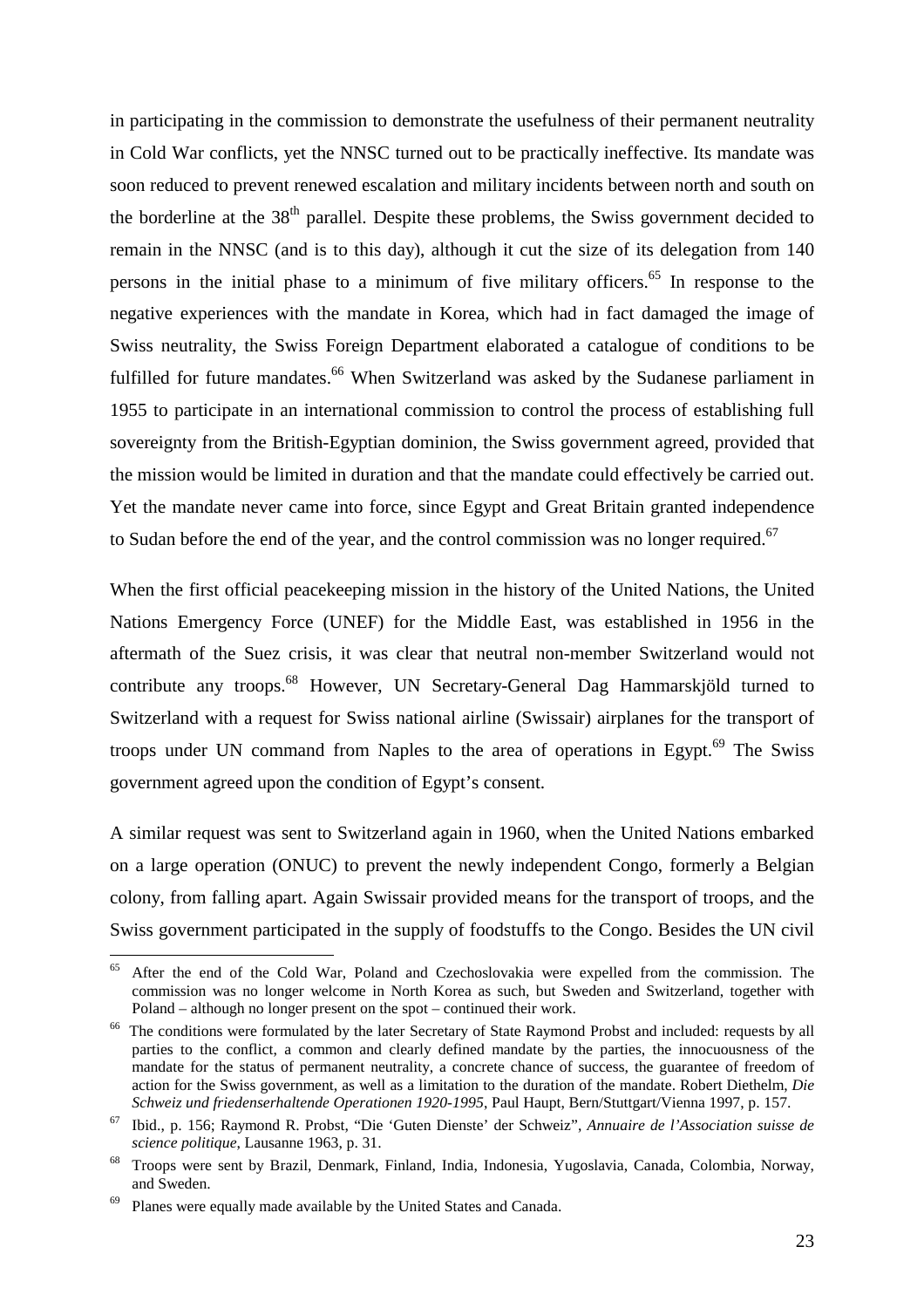in participating in the commission to demonstrate the usefulness of their permanent neutrality in Cold War conflicts, yet the NNSC turned out to be practically ineffective. Its mandate was soon reduced to prevent renewed escalation and military incidents between north and south on the borderline at the 38th parallel. Despite these problems, the Swiss government decided to remain in the NNSC (and is to this day), although it cut the size of its delegation from 140 persons in the initial phase to a minimum of five military officers.[65] In response to the negative experiences with the mandate in Korea, which had in fact damaged the image of Swiss neutrality, the Swiss Foreign Department elaborated a catalogue of conditions to be fulfilled for future mandates.[66] When Switzerland was asked by the Sudanese parliament in 1955 to participate in an international commission to control the process of establishing full sovereignty from the British-Egyptian dominion, the Swiss government agreed, provided that the mission would be limited in duration and that the mandate could effectively be carried out. Yet the mandate never came into force, since Egypt and Great Britain granted independence to Sudan before the end of the year, and the control commission was no longer required.[67]

When the first official peacekeeping mission in the history of the United Nations, the United Nations Emergency Force (UNEF) for the Middle East, was established in 1956 in the aftermath of the Suez crisis, it was clear that neutral non-member Switzerland would not contribute any troops.[68] However, UN Secretary-General Dag Hammarskjöld turned to Switzerland with a request for Swiss national airline (Swissair) airplanes for the transport of troops under UN command from Naples to the area of operations in Egypt.[69] The Swiss government agreed upon the condition of Egypt's consent.

A similar request was sent to Switzerland again in 1960, when the United Nations embarked on a large operation (ONUC) to prevent the newly independent Congo, formerly a Belgian colony, from falling apart. Again Swissair provided means for the transport of troops, and the Swiss government participated in the supply of foodstuffs to the Congo. Besides the UN civil

---

[65] After the end of the Cold War, Poland and Czechoslovakia were expelled from the commission. The commission was no longer welcome in North Korea as such, but Sweden and Switzerland, together with Poland – although no longer present on the spot – continued their work.

[66] The conditions were formulated by the later Secretary of State Raymond Probst and included: requests by all parties to the conflict, a common and clearly defined mandate by the parties, the innocuousness of the mandate for the status of permanent neutrality, a concrete chance of success, the guarantee of freedom of action for the Swiss government, as well as a limitation to the duration of the mandate. Robert Diethelm, *Die Schweiz und friedenserhaltende Operationen 1920-1995*, Paul Haupt, Bern/Stuttgart/Vienna 1997, p. 157.

[67] Ibid., p. 156; Raymond R. Probst, "Die 'Guten Dienste' der Schweiz", *Annuaire de l'Association suisse de science politique*, Lausanne 1963, p. 31.

[68] Troops were sent by Brazil, Denmark, Finland, India, Indonesia, Yugoslavia, Canada, Colombia, Norway, and Sweden.

[69] Planes were equally made available by the United States and Canada.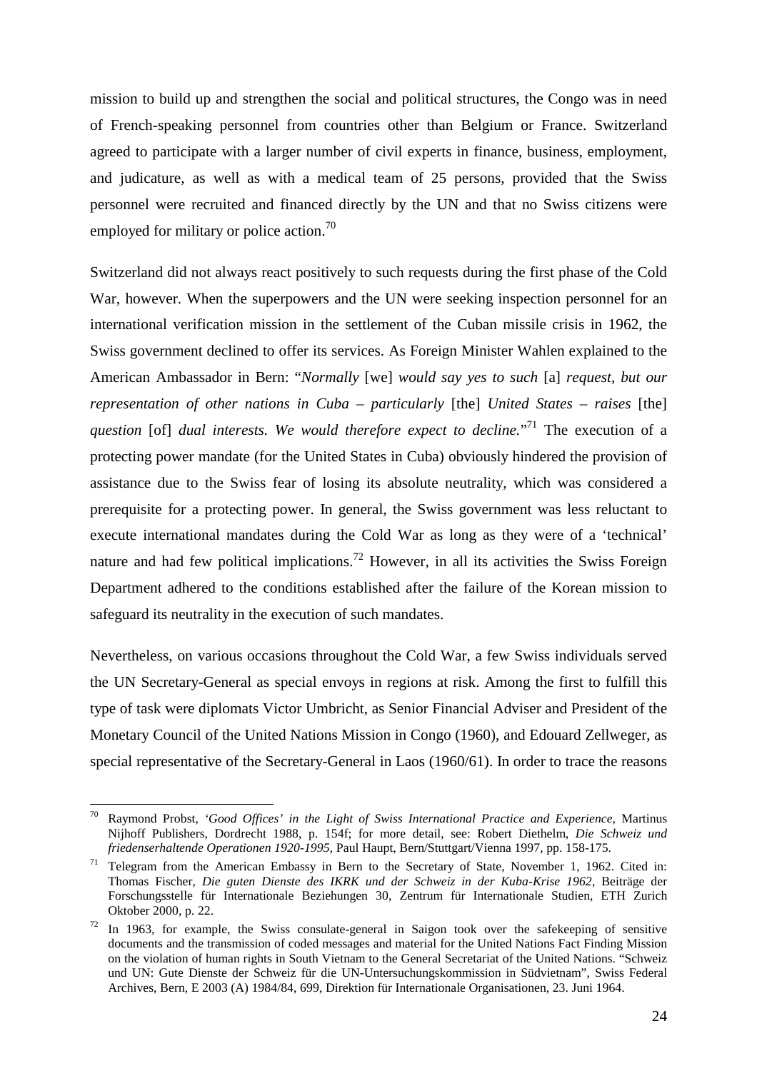mission to build up and strengthen the social and political structures, the Congo was in need of French-speaking personnel from countries other than Belgium or France. Switzerland agreed to participate with a larger number of civil experts in finance, business, employment, and judicature, as well as with a medical team of 25 persons, provided that the Swiss personnel were recruited and financed directly by the UN and that no Swiss citizens were employed for military or police action.[70]

Switzerland did not always react positively to such requests during the first phase of the Cold War, however. When the superpowers and the UN were seeking inspection personnel for an international verification mission in the settlement of the Cuban missile crisis in 1962, the Swiss government declined to offer its services. As Foreign Minister Wahlen explained to the American Ambassador in Bern: "*Normally* [we] *would say yes to such* [a] *request, but our representation of other nations in Cuba – particularly* [the] *United States – raises* [the] *question* [of] *dual interests. We would therefore expect to decline.*"[71] The execution of a protecting power mandate (for the United States in Cuba) obviously hindered the provision of assistance due to the Swiss fear of losing its absolute neutrality, which was considered a prerequisite for a protecting power. In general, the Swiss government was less reluctant to execute international mandates during the Cold War as long as they were of a 'technical' nature and had few political implications.[72] However, in all its activities the Swiss Foreign Department adhered to the conditions established after the failure of the Korean mission to safeguard its neutrality in the execution of such mandates.

Nevertheless, on various occasions throughout the Cold War, a few Swiss individuals served the UN Secretary-General as special envoys in regions at risk. Among the first to fulfill this type of task were diplomats Victor Umbricht, as Senior Financial Adviser and President of the Monetary Council of the United Nations Mission in Congo (1960), and Edouard Zellweger, as special representative of the Secretary-General in Laos (1960/61). In order to trace the reasons

---

[70] Raymond Probst, *'Good Offices' in the Light of Swiss International Practice and Experience*, Martinus Nijhoff Publishers, Dordrecht 1988, p. 154f; for more detail, see: Robert Diethelm, *Die Schweiz und friedenserhaltende Operationen 1920-1995*, Paul Haupt, Bern/Stuttgart/Vienna 1997, pp. 158-175.

[71] Telegram from the American Embassy in Bern to the Secretary of State, November 1, 1962. Cited in: Thomas Fischer, *Die guten Dienste des IKRK und der Schweiz in der Kuba-Krise 1962*, Beiträge der Forschungsstelle für Internationale Beziehungen 30, Zentrum für Internationale Studien, ETH Zurich Oktober 2000, p. 22.

[72] In 1963, for example, the Swiss consulate-general in Saigon took over the safekeeping of sensitive documents and the transmission of coded messages and material for the United Nations Fact Finding Mission on the violation of human rights in South Vietnam to the General Secretariat of the United Nations. "Schweiz und UN: Gute Dienste der Schweiz für die UN-Untersuchungskommission in Südvietnam", Swiss Federal Archives, Bern, E 2003 (A) 1984/84, 699, Direktion für Internationale Organisationen, 23. Juni 1964.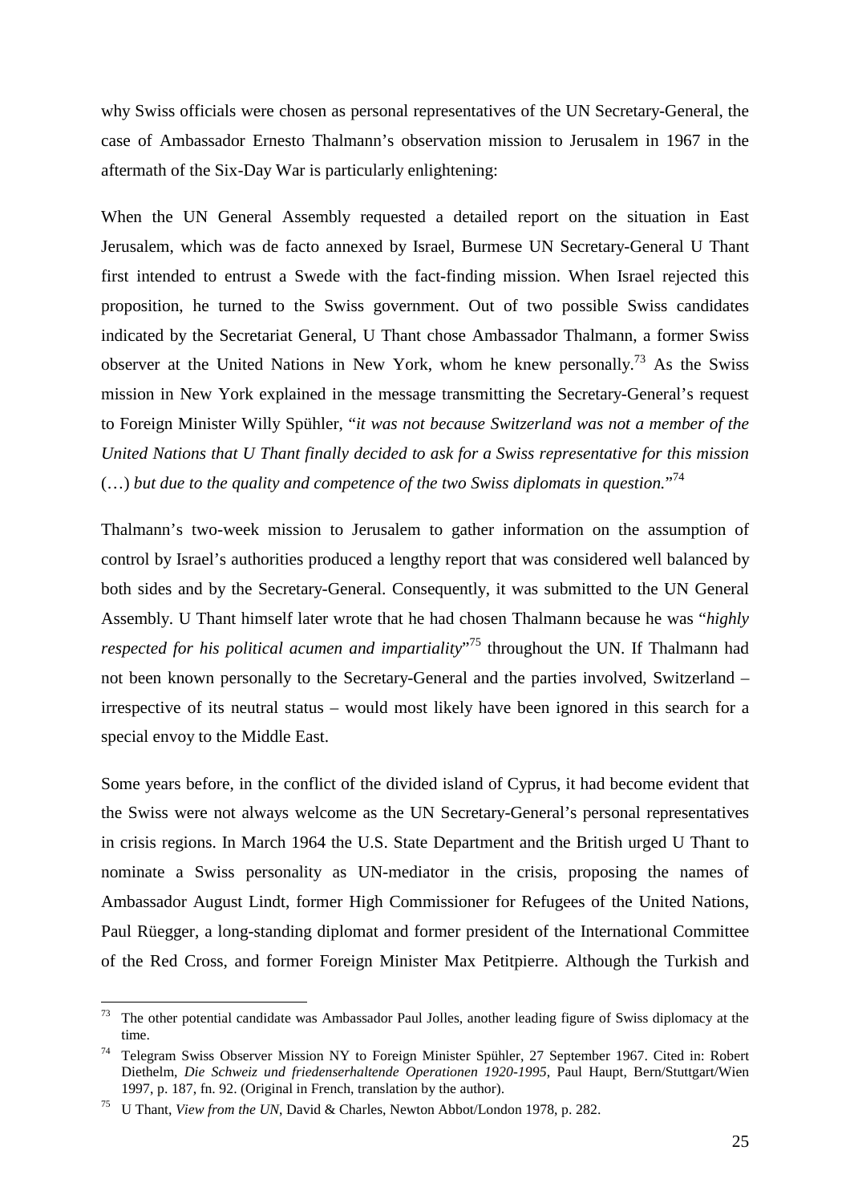why Swiss officials were chosen as personal representatives of the UN Secretary-General, the case of Ambassador Ernesto Thalmann's observation mission to Jerusalem in 1967 in the aftermath of the Six-Day War is particularly enlightening:

When the UN General Assembly requested a detailed report on the situation in East Jerusalem, which was de facto annexed by Israel, Burmese UN Secretary-General U Thant first intended to entrust a Swede with the fact-finding mission. When Israel rejected this proposition, he turned to the Swiss government. Out of two possible Swiss candidates indicated by the Secretariat General, U Thant chose Ambassador Thalmann, a former Swiss observer at the United Nations in New York, whom he knew personally.[73] As the Swiss mission in New York explained in the message transmitting the Secretary-General's request to Foreign Minister Willy Spühler, "*it was not because Switzerland was not a member of the United Nations that U Thant finally decided to ask for a Swiss representative for this mission* (…) *but due to the quality and competence of the two Swiss diplomats in question.*"[74]

Thalmann's two-week mission to Jerusalem to gather information on the assumption of control by Israel's authorities produced a lengthy report that was considered well balanced by both sides and by the Secretary-General. Consequently, it was submitted to the UN General Assembly. U Thant himself later wrote that he had chosen Thalmann because he was "*highly respected for his political acumen and impartiality*"[75] throughout the UN. If Thalmann had not been known personally to the Secretary-General and the parties involved, Switzerland – irrespective of its neutral status – would most likely have been ignored in this search for a special envoy to the Middle East.

Some years before, in the conflict of the divided island of Cyprus, it had become evident that the Swiss were not always welcome as the UN Secretary-General's personal representatives in crisis regions. In March 1964 the U.S. State Department and the British urged U Thant to nominate a Swiss personality as UN-mediator in the crisis, proposing the names of Ambassador August Lindt, former High Commissioner for Refugees of the United Nations, Paul Rüegger, a long-standing diplomat and former president of the International Committee of the Red Cross, and former Foreign Minister Max Petitpierre. Although the Turkish and

---

[73] The other potential candidate was Ambassador Paul Jolles, another leading figure of Swiss diplomacy at the time.

[74] Telegram Swiss Observer Mission NY to Foreign Minister Spühler, 27 September 1967. Cited in: Robert Diethelm, *Die Schweiz und friedenserhaltende Operationen 1920-1995*, Paul Haupt, Bern/Stuttgart/Wien 1997, p. 187, fn. 92. (Original in French, translation by the author).

[75] U Thant, *View from the UN*, David & Charles, Newton Abbot/London 1978, p. 282.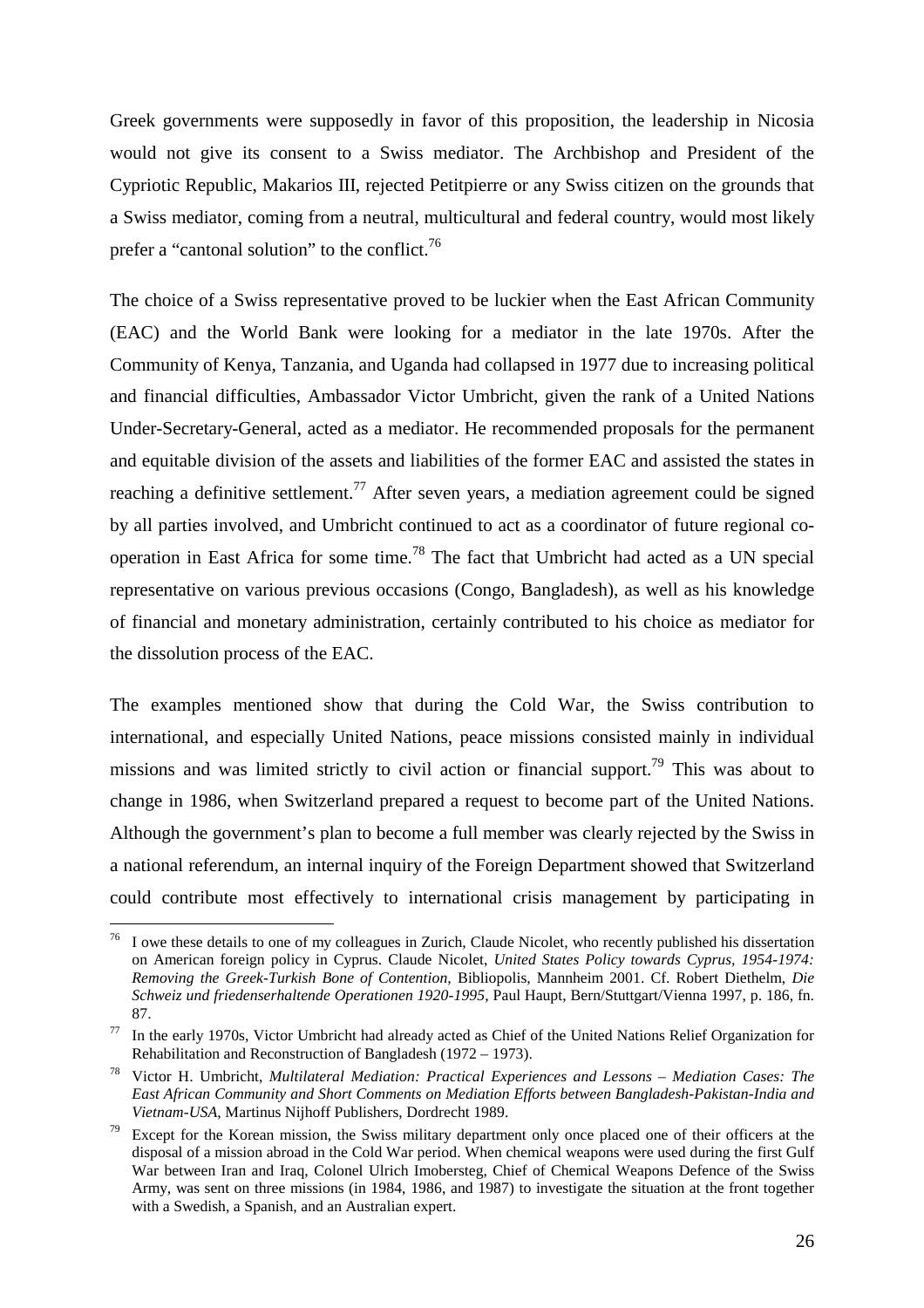Greek governments were supposedly in favor of this proposition, the leadership in Nicosia would not give its consent to a Swiss mediator. The Archbishop and President of the Cypriotic Republic, Makarios III, rejected Petitpierre or any Swiss citizen on the grounds that a Swiss mediator, coming from a neutral, multicultural and federal country, would most likely prefer a "cantonal solution" to the conflict.[76]

The choice of a Swiss representative proved to be luckier when the East African Community (EAC) and the World Bank were looking for a mediator in the late 1970s. After the Community of Kenya, Tanzania, and Uganda had collapsed in 1977 due to increasing political and financial difficulties, Ambassador Victor Umbricht, given the rank of a United Nations Under-Secretary-General, acted as a mediator. He recommended proposals for the permanent and equitable division of the assets and liabilities of the former EAC and assisted the states in reaching a definitive settlement.[77] After seven years, a mediation agreement could be signed by all parties involved, and Umbricht continued to act as a coordinator of future regional co-operation in East Africa for some time.[78] The fact that Umbricht had acted as a UN special representative on various previous occasions (Congo, Bangladesh), as well as his knowledge of financial and monetary administration, certainly contributed to his choice as mediator for the dissolution process of the EAC.

The examples mentioned show that during the Cold War, the Swiss contribution to international, and especially United Nations, peace missions consisted mainly in individual missions and was limited strictly to civil action or financial support.[79] This was about to change in 1986, when Switzerland prepared a request to become part of the United Nations. Although the government's plan to become a full member was clearly rejected by the Swiss in a national referendum, an internal inquiry of the Foreign Department showed that Switzerland could contribute most effectively to international crisis management by participating in

---

[76] I owe these details to one of my colleagues in Zurich, Claude Nicolet, who recently published his dissertation on American foreign policy in Cyprus. Claude Nicolet, *United States Policy towards Cyprus, 1954-1974: Removing the Greek-Turkish Bone of Contention*, Bibliopolis, Mannheim 2001. Cf. Robert Diethelm, *Die Schweiz und friedenserhaltende Operationen 1920-1995*, Paul Haupt, Bern/Stuttgart/Vienna 1997, p. 186, fn. 87.

[77] In the early 1970s, Victor Umbricht had already acted as Chief of the United Nations Relief Organization for Rehabilitation and Reconstruction of Bangladesh (1972 – 1973).

[78] Victor H. Umbricht, *Multilateral Mediation: Practical Experiences and Lessons – Mediation Cases: The East African Community and Short Comments on Mediation Efforts between Bangladesh-Pakistan-India and Vietnam-USA*, Martinus Nijhoff Publishers, Dordrecht 1989.

[79] Except for the Korean mission, the Swiss military department only once placed one of their officers at the disposal of a mission abroad in the Cold War period. When chemical weapons were used during the first Gulf War between Iran and Iraq, Colonel Ulrich Imobersteg, Chief of Chemical Weapons Defence of the Swiss Army, was sent on three missions (in 1984, 1986, and 1987) to investigate the situation at the front together with a Swedish, a Spanish, and an Australian expert.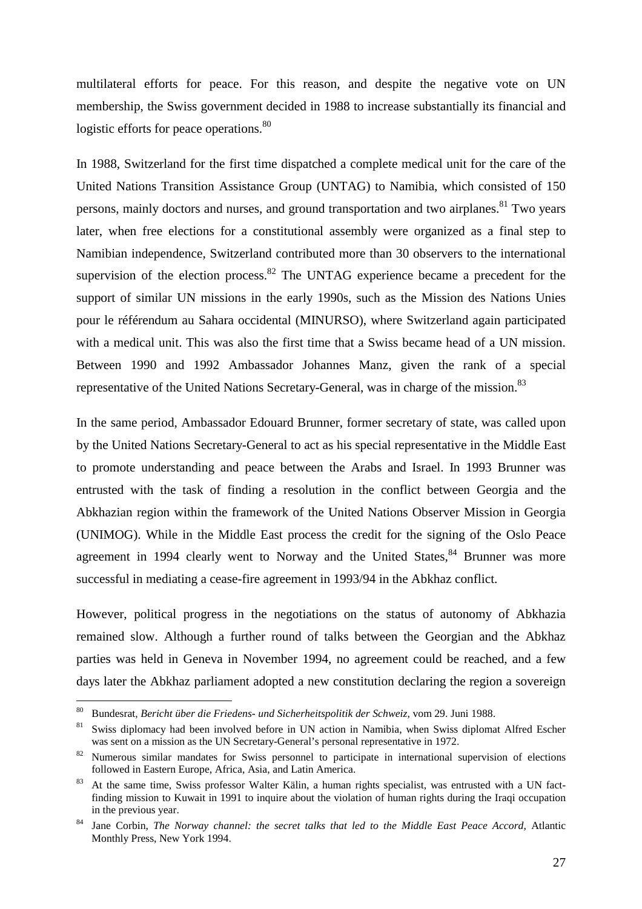multilateral efforts for peace. For this reason, and despite the negative vote on UN membership, the Swiss government decided in 1988 to increase substantially its financial and logistic efforts for peace operations.[80]

In 1988, Switzerland for the first time dispatched a complete medical unit for the care of the United Nations Transition Assistance Group (UNTAG) to Namibia, which consisted of 150 persons, mainly doctors and nurses, and ground transportation and two airplanes.[81] Two years later, when free elections for a constitutional assembly were organized as a final step to Namibian independence, Switzerland contributed more than 30 observers to the international supervision of the election process.[82] The UNTAG experience became a precedent for the support of similar UN missions in the early 1990s, such as the Mission des Nations Unies pour le référendum au Sahara occidental (MINURSO), where Switzerland again participated with a medical unit. This was also the first time that a Swiss became head of a UN mission. Between 1990 and 1992 Ambassador Johannes Manz, given the rank of a special representative of the United Nations Secretary-General, was in charge of the mission.[83]

In the same period, Ambassador Edouard Brunner, former secretary of state, was called upon by the United Nations Secretary-General to act as his special representative in the Middle East to promote understanding and peace between the Arabs and Israel. In 1993 Brunner was entrusted with the task of finding a resolution in the conflict between Georgia and the Abkhazian region within the framework of the United Nations Observer Mission in Georgia (UNIMOG). While in the Middle East process the credit for the signing of the Oslo Peace agreement in 1994 clearly went to Norway and the United States,[84] Brunner was more successful in mediating a cease-fire agreement in 1993/94 in the Abkhaz conflict.

However, political progress in the negotiations on the status of autonomy of Abkhazia remained slow. Although a further round of talks between the Georgian and the Abkhaz parties was held in Geneva in November 1994, no agreement could be reached, and a few days later the Abkhaz parliament adopted a new constitution declaring the region a sovereign

---

[80] Bundesrat, *Bericht über die Friedens- und Sicherheitspolitik der Schweiz*, vom 29. Juni 1988.

[81] Swiss diplomacy had been involved before in UN action in Namibia, when Swiss diplomat Alfred Escher was sent on a mission as the UN Secretary-General's personal representative in 1972.

[82] Numerous similar mandates for Swiss personnel to participate in international supervision of elections followed in Eastern Europe, Africa, Asia, and Latin America.

[83] At the same time, Swiss professor Walter Kälin, a human rights specialist, was entrusted with a UN fact-finding mission to Kuwait in 1991 to inquire about the violation of human rights during the Iraqi occupation in the previous year.

[84] Jane Corbin, *The Norway channel: the secret talks that led to the Middle East Peace Accord*, Atlantic Monthly Press, New York 1994.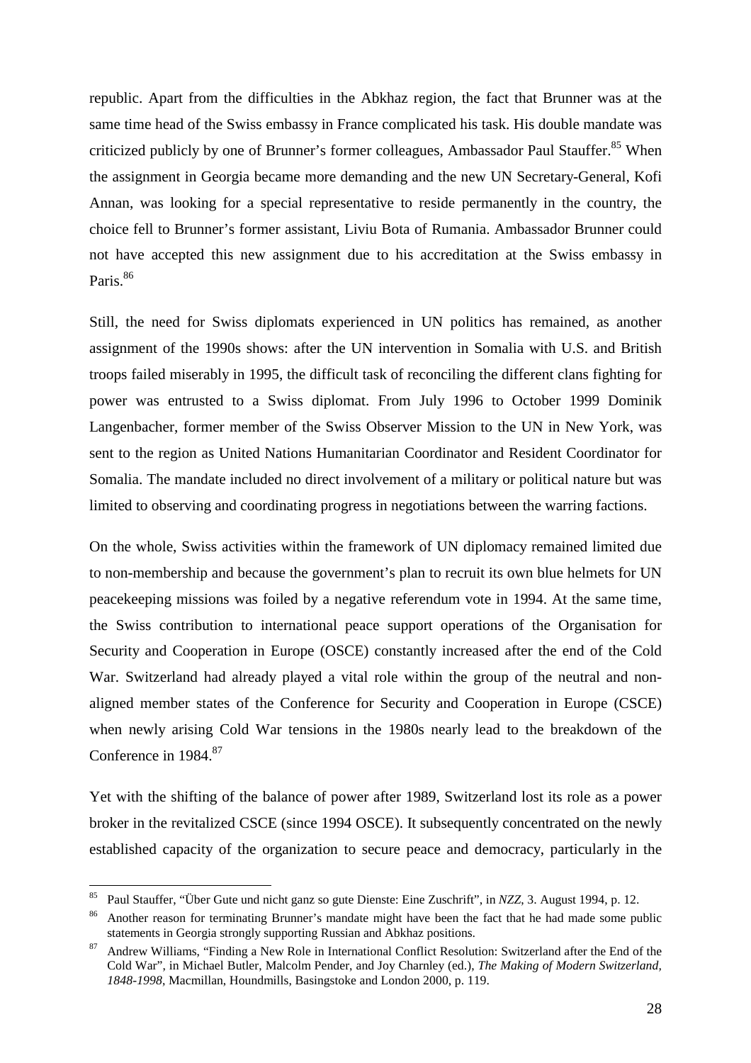republic. Apart from the difficulties in the Abkhaz region, the fact that Brunner was at the same time head of the Swiss embassy in France complicated his task. His double mandate was criticized publicly by one of Brunner's former colleagues, Ambassador Paul Stauffer.[85] When the assignment in Georgia became more demanding and the new UN Secretary-General, Kofi Annan, was looking for a special representative to reside permanently in the country, the choice fell to Brunner's former assistant, Liviu Bota of Rumania. Ambassador Brunner could not have accepted this new assignment due to his accreditation at the Swiss embassy in Paris.[86]

Still, the need for Swiss diplomats experienced in UN politics has remained, as another assignment of the 1990s shows: after the UN intervention in Somalia with U.S. and British troops failed miserably in 1995, the difficult task of reconciling the different clans fighting for power was entrusted to a Swiss diplomat. From July 1996 to October 1999 Dominik Langenbacher, former member of the Swiss Observer Mission to the UN in New York, was sent to the region as United Nations Humanitarian Coordinator and Resident Coordinator for Somalia. The mandate included no direct involvement of a military or political nature but was limited to observing and coordinating progress in negotiations between the warring factions.

On the whole, Swiss activities within the framework of UN diplomacy remained limited due to non-membership and because the government's plan to recruit its own blue helmets for UN peacekeeping missions was foiled by a negative referendum vote in 1994. At the same time, the Swiss contribution to international peace support operations of the Organisation for Security and Cooperation in Europe (OSCE) constantly increased after the end of the Cold War. Switzerland had already played a vital role within the group of the neutral and non-aligned member states of the Conference for Security and Cooperation in Europe (CSCE) when newly arising Cold War tensions in the 1980s nearly lead to the breakdown of the Conference in 1984.[87]

Yet with the shifting of the balance of power after 1989, Switzerland lost its role as a power broker in the revitalized CSCE (since 1994 OSCE). It subsequently concentrated on the newly established capacity of the organization to secure peace and democracy, particularly in the

---

[85] Paul Stauffer, "Über Gute und nicht ganz so gute Dienste: Eine Zuschrift", in *NZZ*, 3. August 1994, p. 12.

[86] Another reason for terminating Brunner's mandate might have been the fact that he had made some public statements in Georgia strongly supporting Russian and Abkhaz positions.

[87] Andrew Williams, "Finding a New Role in International Conflict Resolution: Switzerland after the End of the Cold War", in Michael Butler, Malcolm Pender, and Joy Charnley (ed.), *The Making of Modern Switzerland, 1848-1998*, Macmillan, Houndmills, Basingstoke and London 2000, p. 119.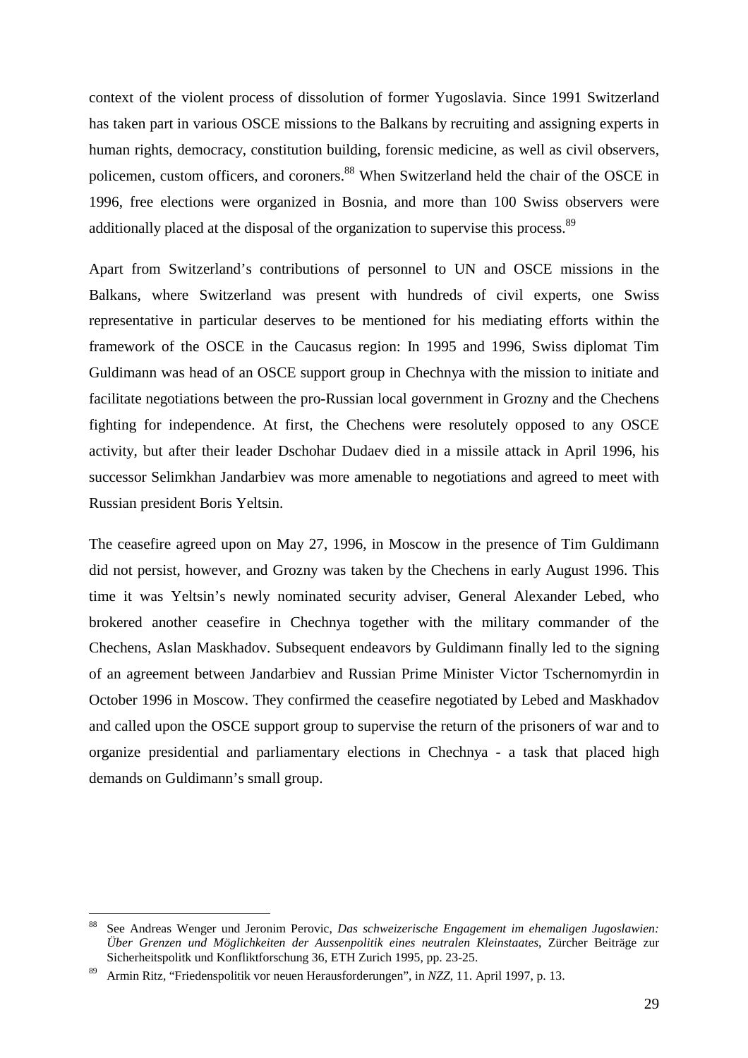context of the violent process of dissolution of former Yugoslavia. Since 1991 Switzerland has taken part in various OSCE missions to the Balkans by recruiting and assigning experts in human rights, democracy, constitution building, forensic medicine, as well as civil observers, policemen, custom officers, and coroners.[88] When Switzerland held the chair of the OSCE in 1996, free elections were organized in Bosnia, and more than 100 Swiss observers were additionally placed at the disposal of the organization to supervise this process.[89]

Apart from Switzerland's contributions of personnel to UN and OSCE missions in the Balkans, where Switzerland was present with hundreds of civil experts, one Swiss representative in particular deserves to be mentioned for his mediating efforts within the framework of the OSCE in the Caucasus region: In 1995 and 1996, Swiss diplomat Tim Guldimann was head of an OSCE support group in Chechnya with the mission to initiate and facilitate negotiations between the pro-Russian local government in Grozny and the Chechens fighting for independence. At first, the Chechens were resolutely opposed to any OSCE activity, but after their leader Dschohar Dudaev died in a missile attack in April 1996, his successor Selimkhan Jandarbiev was more amenable to negotiations and agreed to meet with Russian president Boris Yeltsin.

The ceasefire agreed upon on May 27, 1996, in Moscow in the presence of Tim Guldimann did not persist, however, and Grozny was taken by the Chechens in early August 1996. This time it was Yeltsin's newly nominated security adviser, General Alexander Lebed, who brokered another ceasefire in Chechnya together with the military commander of the Chechens, Aslan Maskhadov. Subsequent endeavors by Guldimann finally led to the signing of an agreement between Jandarbiev and Russian Prime Minister Victor Tschernomyrdin in October 1996 in Moscow. They confirmed the ceasefire negotiated by Lebed and Maskhadov and called upon the OSCE support group to supervise the return of the prisoners of war and to organize presidential and parliamentary elections in Chechnya - a task that placed high demands on Guldimann's small group.

---

[88] See Andreas Wenger und Jeronim Perovic, *Das schweizerische Engagement im ehemaligen Jugoslawien: Über Grenzen und Möglichkeiten der Aussenpolitik eines neutralen Kleinstaates*, Zürcher Beiträge zur Sicherheitspolitk und Konfliktforschung 36, ETH Zurich 1995, pp. 23-25.

[89] Armin Ritz, "Friedenspolitik vor neuen Herausforderungen", in *NZZ*, 11. April 1997, p. 13.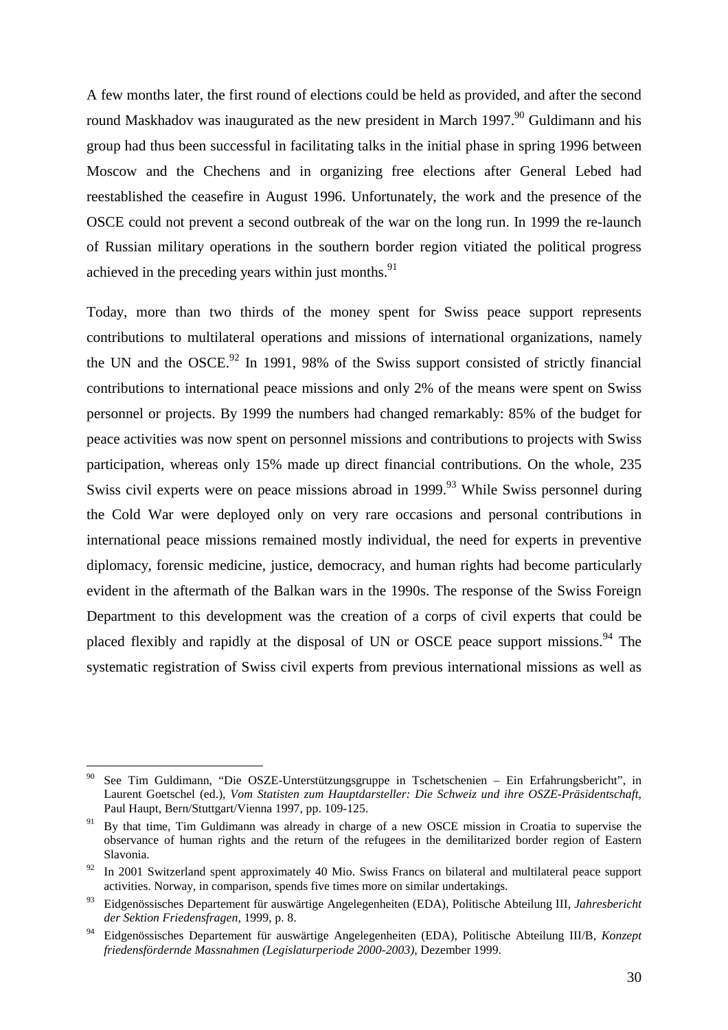A few months later, the first round of elections could be held as provided, and after the second round Maskhadov was inaugurated as the new president in March 1997.[90] Guldimann and his group had thus been successful in facilitating talks in the initial phase in spring 1996 between Moscow and the Chechens and in organizing free elections after General Lebed had reestablished the ceasefire in August 1996. Unfortunately, the work and the presence of the OSCE could not prevent a second outbreak of the war on the long run. In 1999 the re-launch of Russian military operations in the southern border region vitiated the political progress achieved in the preceding years within just months.[91]

Today, more than two thirds of the money spent for Swiss peace support represents contributions to multilateral operations and missions of international organizations, namely the UN and the OSCE.[92] In 1991, 98% of the Swiss support consisted of strictly financial contributions to international peace missions and only 2% of the means were spent on Swiss personnel or projects. By 1999 the numbers had changed remarkably: 85% of the budget for peace activities was now spent on personnel missions and contributions to projects with Swiss participation, whereas only 15% made up direct financial contributions. On the whole, 235 Swiss civil experts were on peace missions abroad in 1999.[93] While Swiss personnel during the Cold War were deployed only on very rare occasions and personal contributions in international peace missions remained mostly individual, the need for experts in preventive diplomacy, forensic medicine, justice, democracy, and human rights had become particularly evident in the aftermath of the Balkan wars in the 1990s. The response of the Swiss Foreign Department to this development was the creation of a corps of civil experts that could be placed flexibly and rapidly at the disposal of UN or OSCE peace support missions.[94] The systematic registration of Swiss civil experts from previous international missions as well as

---

[90] See Tim Guldimann, "Die OSZE-Unterstützungsgruppe in Tschetschenien – Ein Erfahrungsbericht", in Laurent Goetschel (ed.), *Vom Statisten zum Hauptdarsteller: Die Schweiz und ihre OSZE-Präsidentschaft*, Paul Haupt, Bern/Stuttgart/Vienna 1997, pp. 109-125.

[91] By that time, Tim Guldimann was already in charge of a new OSCE mission in Croatia to supervise the observance of human rights and the return of the refugees in the demilitarized border region of Eastern Slavonia.

[92] In 2001 Switzerland spent approximately 40 Mio. Swiss Francs on bilateral and multilateral peace support activities. Norway, in comparison, spends five times more on similar undertakings.

[93] Eidgenössisches Departement für auswärtige Angelegenheiten (EDA), Politische Abteilung III, *Jahresbericht der Sektion Friedensfragen*, 1999, p. 8.

[94] Eidgenössisches Departement für auswärtige Angelegenheiten (EDA), Politische Abteilung III/B, *Konzept friedensfördernde Massnahmen (Legislaturperiode 2000-2003)*, Dezember 1999.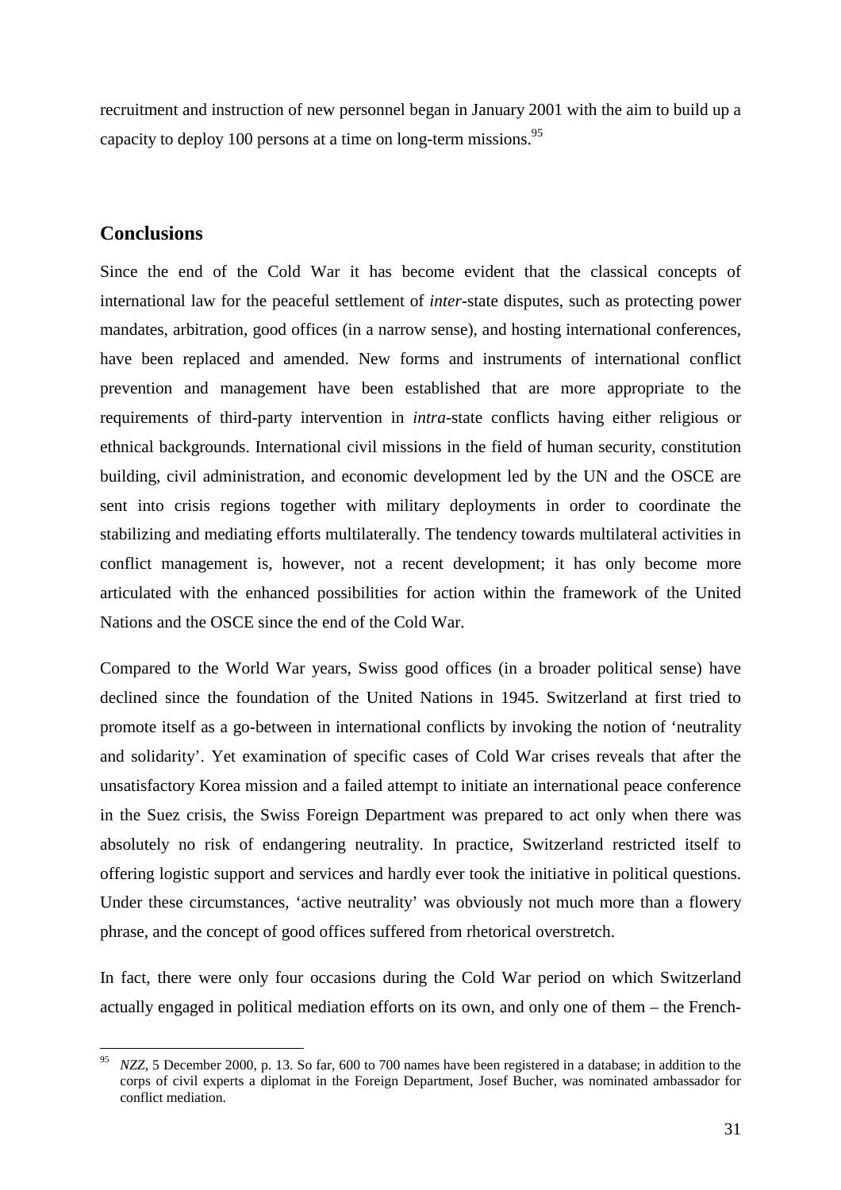recruitment and instruction of new personnel began in January 2001 with the aim to build up a capacity to deploy 100 persons at a time on long-term missions.[95]

## Conclusions

Since the end of the Cold War it has become evident that the classical concepts of international law for the peaceful settlement of *inter*-state disputes, such as protecting power mandates, arbitration, good offices (in a narrow sense), and hosting international conferences, have been replaced and amended. New forms and instruments of international conflict prevention and management have been established that are more appropriate to the requirements of third-party intervention in *intra*-state conflicts having either religious or ethnical backgrounds. International civil missions in the field of human security, constitution building, civil administration, and economic development led by the UN and the OSCE are sent into crisis regions together with military deployments in order to coordinate the stabilizing and mediating efforts multilaterally. The tendency towards multilateral activities in conflict management is, however, not a recent development; it has only become more articulated with the enhanced possibilities for action within the framework of the United Nations and the OSCE since the end of the Cold War.

Compared to the World War years, Swiss good offices (in a broader political sense) have declined since the foundation of the United Nations in 1945. Switzerland at first tried to promote itself as a go-between in international conflicts by invoking the notion of 'neutrality and solidarity'. Yet examination of specific cases of Cold War crises reveals that after the unsatisfactory Korea mission and a failed attempt to initiate an international peace conference in the Suez crisis, the Swiss Foreign Department was prepared to act only when there was absolutely no risk of endangering neutrality. In practice, Switzerland restricted itself to offering logistic support and services and hardly ever took the initiative in political questions. Under these circumstances, 'active neutrality' was obviously not much more than a flowery phrase, and the concept of good offices suffered from rhetorical overstretch.

In fact, there were only four occasions during the Cold War period on which Switzerland actually engaged in political mediation efforts on its own, and only one of them – the French-

---

[95] *NZZ*, 5 December 2000, p. 13. So far, 600 to 700 names have been registered in a database; in addition to the corps of civil experts a diplomat in the Foreign Department, Josef Bucher, was nominated ambassador for conflict mediation.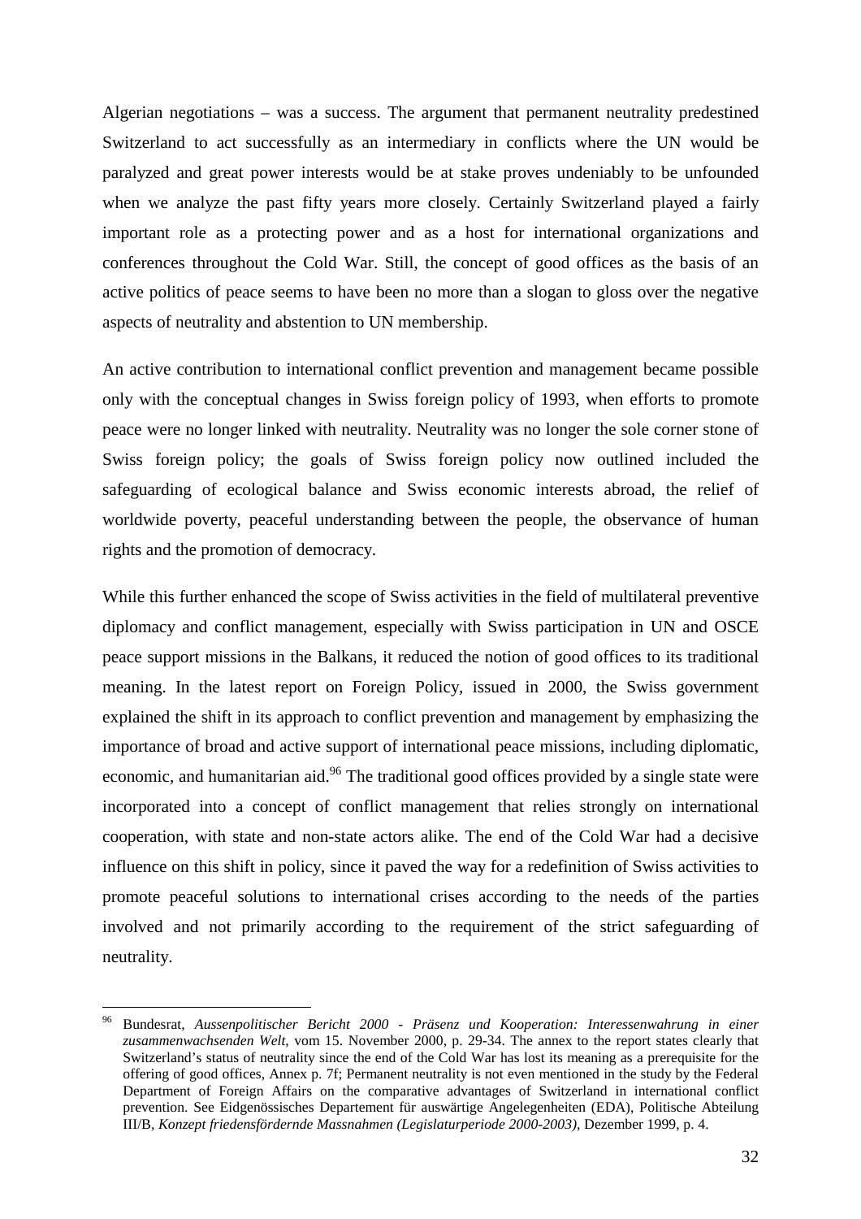Algerian negotiations – was a success. The argument that permanent neutrality predestined Switzerland to act successfully as an intermediary in conflicts where the UN would be paralyzed and great power interests would be at stake proves undeniably to be unfounded when we analyze the past fifty years more closely. Certainly Switzerland played a fairly important role as a protecting power and as a host for international organizations and conferences throughout the Cold War. Still, the concept of good offices as the basis of an active politics of peace seems to have been no more than a slogan to gloss over the negative aspects of neutrality and abstention to UN membership.

An active contribution to international conflict prevention and management became possible only with the conceptual changes in Swiss foreign policy of 1993, when efforts to promote peace were no longer linked with neutrality. Neutrality was no longer the sole corner stone of Swiss foreign policy; the goals of Swiss foreign policy now outlined included the safeguarding of ecological balance and Swiss economic interests abroad, the relief of worldwide poverty, peaceful understanding between the people, the observance of human rights and the promotion of democracy.

While this further enhanced the scope of Swiss activities in the field of multilateral preventive diplomacy and conflict management, especially with Swiss participation in UN and OSCE peace support missions in the Balkans, it reduced the notion of good offices to its traditional meaning. In the latest report on Foreign Policy, issued in 2000, the Swiss government explained the shift in its approach to conflict prevention and management by emphasizing the importance of broad and active support of international peace missions, including diplomatic, economic, and humanitarian aid.[96] The traditional good offices provided by a single state were incorporated into a concept of conflict management that relies strongly on international cooperation, with state and non-state actors alike. The end of the Cold War had a decisive influence on this shift in policy, since it paved the way for a redefinition of Swiss activities to promote peaceful solutions to international crises according to the needs of the parties involved and not primarily according to the requirement of the strict safeguarding of neutrality.

---

[96] Bundesrat, *Aussenpolitischer Bericht 2000 - Präsenz und Kooperation: Interessenwahrung in einer zusammenwachsenden Welt*, vom 15. November 2000, p. 29-34. The annex to the report states clearly that Switzerland's status of neutrality since the end of the Cold War has lost its meaning as a prerequisite for the offering of good offices, Annex p. 7f; Permanent neutrality is not even mentioned in the study by the Federal Department of Foreign Affairs on the comparative advantages of Switzerland in international conflict prevention. See Eidgenössisches Departement für auswärtige Angelegenheiten (EDA), Politische Abteilung III/B, *Konzept friedensfördernde Massnahmen (Legislaturperiode 2000-2003)*, Dezember 1999, p. 4.